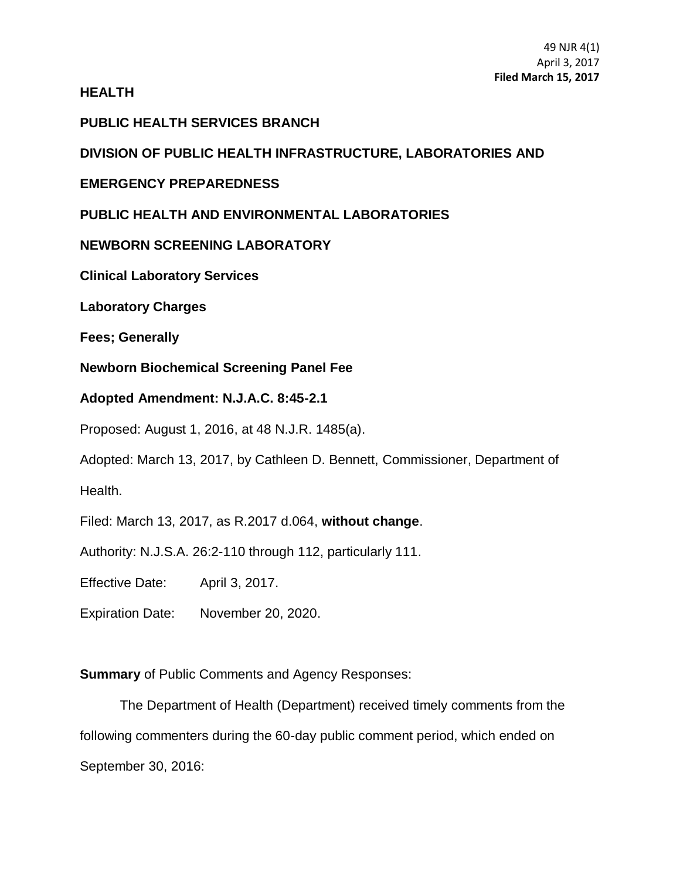49 NJR 4(1)
April 3, 2017
**Filed March 15, 2017**

**HEALTH**

**PUBLIC HEALTH SERVICES BRANCH**

**DIVISION OF PUBLIC HEALTH INFRASTRUCTURE, LABORATORIES AND EMERGENCY PREPAREDNESS**

**PUBLIC HEALTH AND ENVIRONMENTAL LABORATORIES**

**NEWBORN SCREENING LABORATORY**

**Clinical Laboratory Services**

**Laboratory Charges**

**Fees; Generally**

**Newborn Biochemical Screening Panel Fee**

**Adopted Amendment: N.J.A.C. 8:45-2.1**

Proposed: August 1, 2016, at 48 N.J.R. 1485(a).

Adopted: March 13, 2017, by Cathleen D. Bennett, Commissioner, Department of Health.

Filed: March 13, 2017, as R.2017 d.064, **without change**.

Authority: N.J.S.A. 26:2-110 through 112, particularly 111.

Effective Date: April 3, 2017.

Expiration Date: November 20, 2020.

**Summary** of Public Comments and Agency Responses:

The Department of Health (Department) received timely comments from the following commenters during the 60-day public comment period, which ended on September 30, 2016: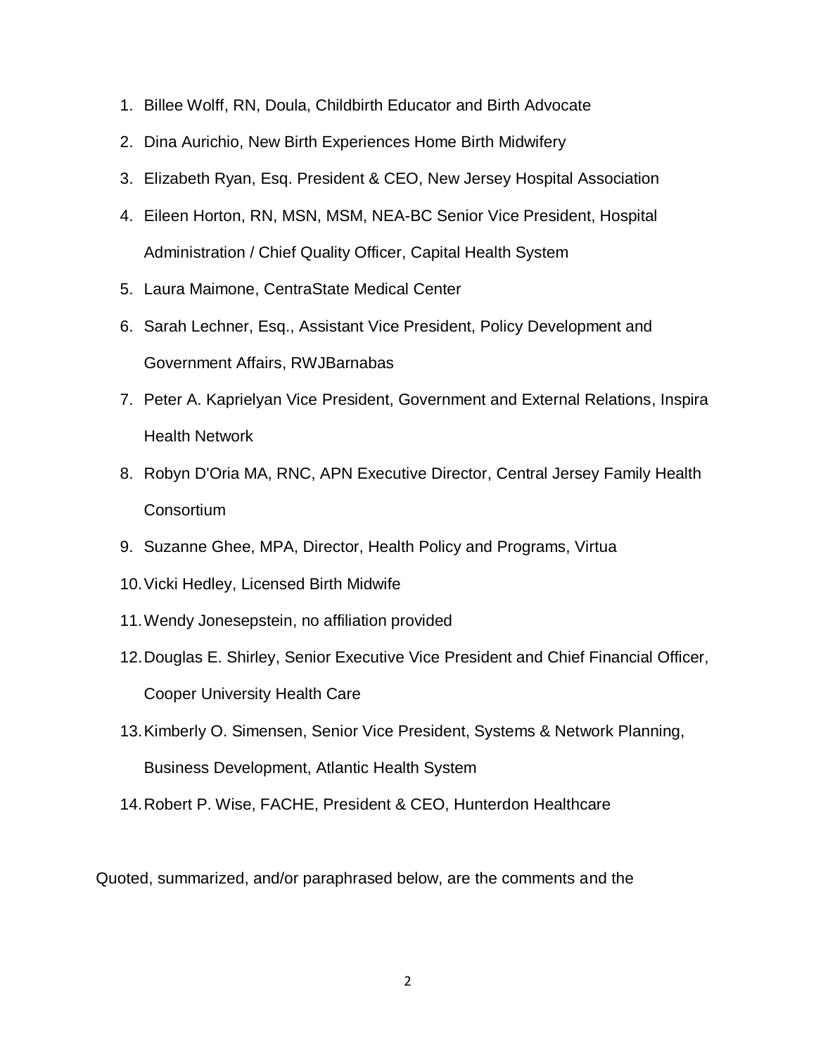1. Billee Wolff, RN, Doula, Childbirth Educator and Birth Advocate
2. Dina Aurichio, New Birth Experiences Home Birth Midwifery
3. Elizabeth Ryan, Esq. President & CEO, New Jersey Hospital Association
4. Eileen Horton, RN, MSN, MSM, NEA-BC Senior Vice President, Hospital Administration / Chief Quality Officer, Capital Health System
5. Laura Maimone, CentraState Medical Center
6. Sarah Lechner, Esq., Assistant Vice President, Policy Development and Government Affairs, RWJBarnabas
7. Peter A. Kaprielyan Vice President, Government and External Relations, Inspira Health Network
8. Robyn D'Oria MA, RNC, APN Executive Director, Central Jersey Family Health Consortium
9. Suzanne Ghee, MPA, Director, Health Policy and Programs, Virtua
10. Vicki Hedley, Licensed Birth Midwife
11. Wendy Jonesepstein, no affiliation provided
12. Douglas E. Shirley, Senior Executive Vice President and Chief Financial Officer, Cooper University Health Care
13. Kimberly O. Simensen, Senior Vice President, Systems & Network Planning, Business Development, Atlantic Health System
14. Robert P. Wise, FACHE, President & CEO, Hunterdon Healthcare

Quoted, summarized, and/or paraphrased below, are the comments and the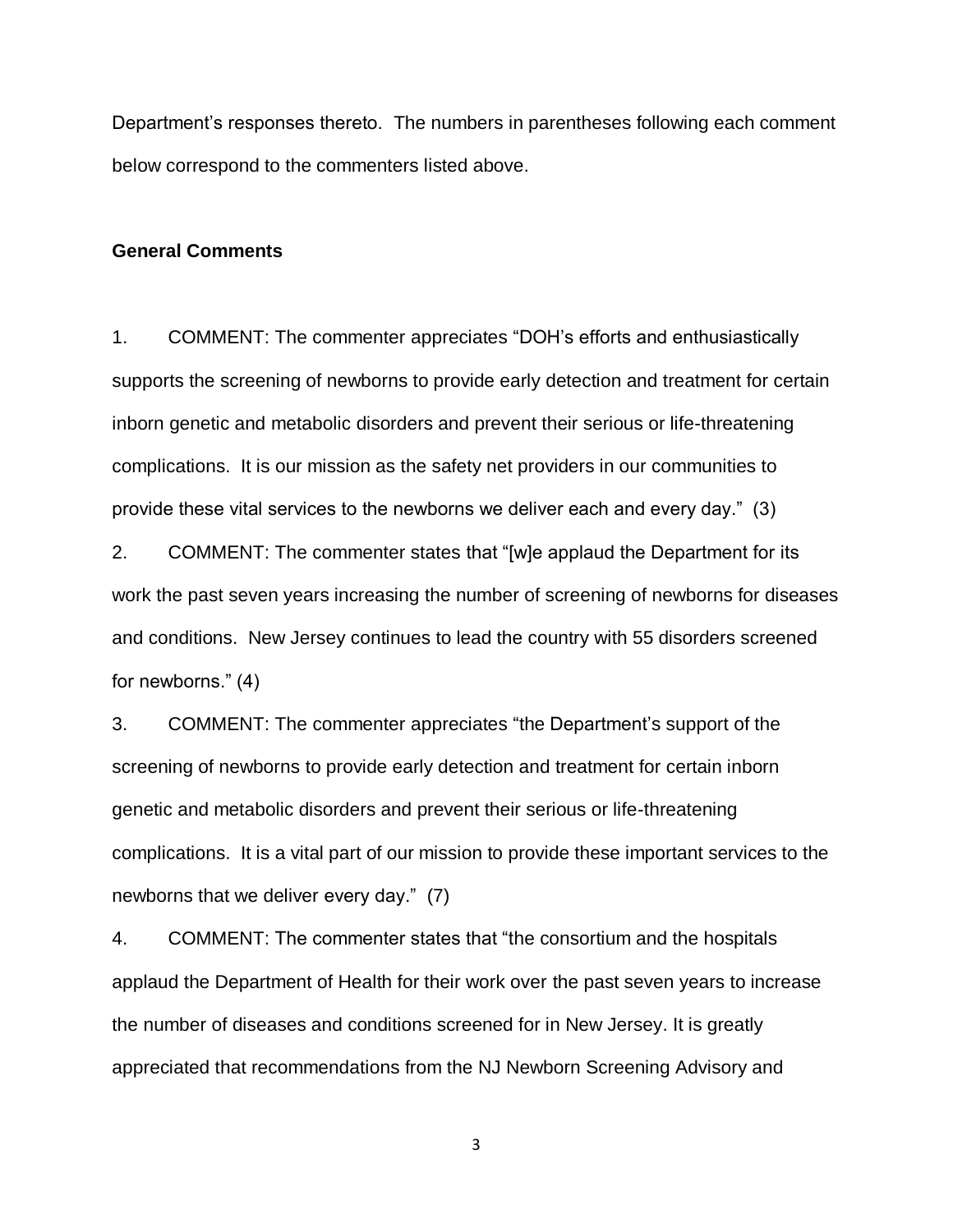Department's responses thereto. The numbers in parentheses following each comment below correspond to the commenters listed above.

**General Comments**

1. COMMENT: The commenter appreciates "DOH's efforts and enthusiastically supports the screening of newborns to provide early detection and treatment for certain inborn genetic and metabolic disorders and prevent their serious or life-threatening complications. It is our mission as the safety net providers in our communities to provide these vital services to the newborns we deliver each and every day." (3)

2. COMMENT: The commenter states that "[w]e applaud the Department for its work the past seven years increasing the number of screening of newborns for diseases and conditions. New Jersey continues to lead the country with 55 disorders screened for newborns." (4)

3. COMMENT: The commenter appreciates "the Department's support of the screening of newborns to provide early detection and treatment for certain inborn genetic and metabolic disorders and prevent their serious or life-threatening complications. It is a vital part of our mission to provide these important services to the newborns that we deliver every day." (7)

4. COMMENT: The commenter states that "the consortium and the hospitals applaud the Department of Health for their work over the past seven years to increase the number of diseases and conditions screened for in New Jersey. It is greatly appreciated that recommendations from the NJ Newborn Screening Advisory and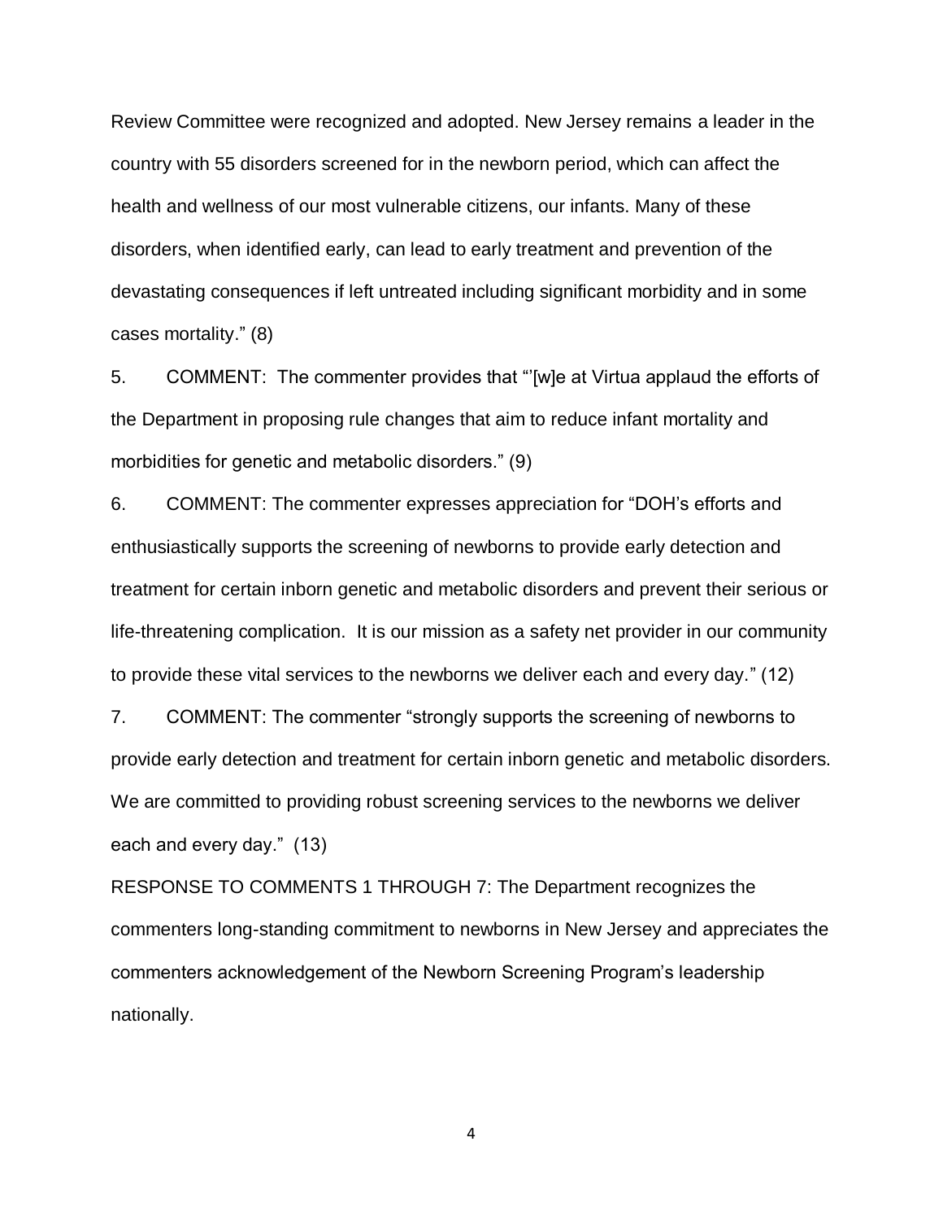Review Committee were recognized and adopted. New Jersey remains a leader in the country with 55 disorders screened for in the newborn period, which can affect the health and wellness of our most vulnerable citizens, our infants. Many of these disorders, when identified early, can lead to early treatment and prevention of the devastating consequences if left untreated including significant morbidity and in some cases mortality." (8)

5. COMMENT: The commenter provides that "'[w]e at Virtua applaud the efforts of the Department in proposing rule changes that aim to reduce infant mortality and morbidities for genetic and metabolic disorders." (9)

6. COMMENT: The commenter expresses appreciation for "DOH's efforts and enthusiastically supports the screening of newborns to provide early detection and treatment for certain inborn genetic and metabolic disorders and prevent their serious or life-threatening complication. It is our mission as a safety net provider in our community to provide these vital services to the newborns we deliver each and every day." (12)

7. COMMENT: The commenter "strongly supports the screening of newborns to provide early detection and treatment for certain inborn genetic and metabolic disorders. We are committed to providing robust screening services to the newborns we deliver each and every day." (13)

RESPONSE TO COMMENTS 1 THROUGH 7: The Department recognizes the commenters long-standing commitment to newborns in New Jersey and appreciates the commenters acknowledgement of the Newborn Screening Program's leadership nationally.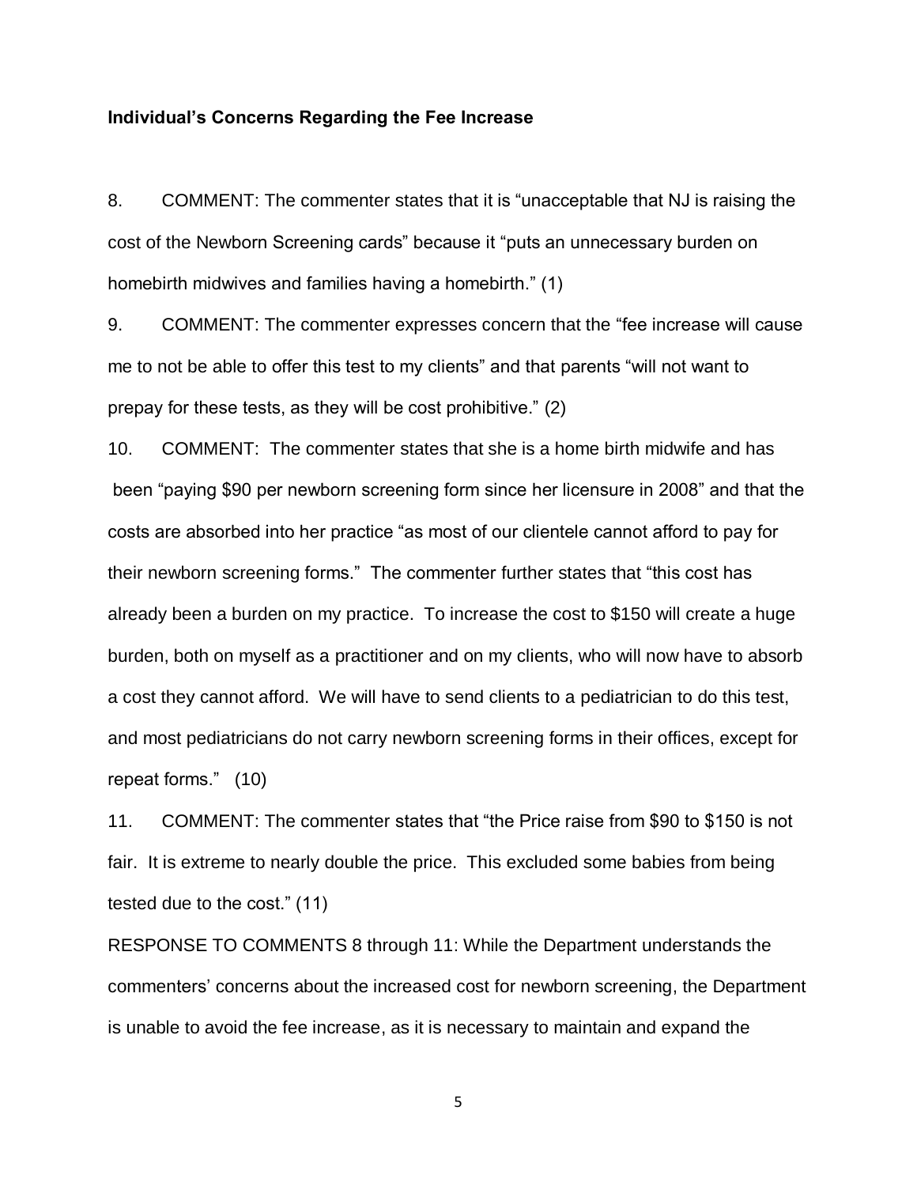**Individual's Concerns Regarding the Fee Increase**

8. COMMENT: The commenter states that it is "unacceptable that NJ is raising the cost of the Newborn Screening cards" because it "puts an unnecessary burden on homebirth midwives and families having a homebirth." (1)

9. COMMENT: The commenter expresses concern that the "fee increase will cause me to not be able to offer this test to my clients" and that parents "will not want to prepay for these tests, as they will be cost prohibitive." (2)

10. COMMENT: The commenter states that she is a home birth midwife and has been "paying $90 per newborn screening form since her licensure in 2008" and that the costs are absorbed into her practice "as most of our clientele cannot afford to pay for their newborn screening forms." The commenter further states that "this cost has already been a burden on my practice. To increase the cost to $150 will create a huge burden, both on myself as a practitioner and on my clients, who will now have to absorb a cost they cannot afford. We will have to send clients to a pediatrician to do this test, and most pediatricians do not carry newborn screening forms in their offices, except for repeat forms." (10)

11. COMMENT: The commenter states that "the Price raise from $90 to $150 is not fair. It is extreme to nearly double the price. This excluded some babies from being tested due to the cost." (11)

RESPONSE TO COMMENTS 8 through 11: While the Department understands the commenters' concerns about the increased cost for newborn screening, the Department is unable to avoid the fee increase, as it is necessary to maintain and expand the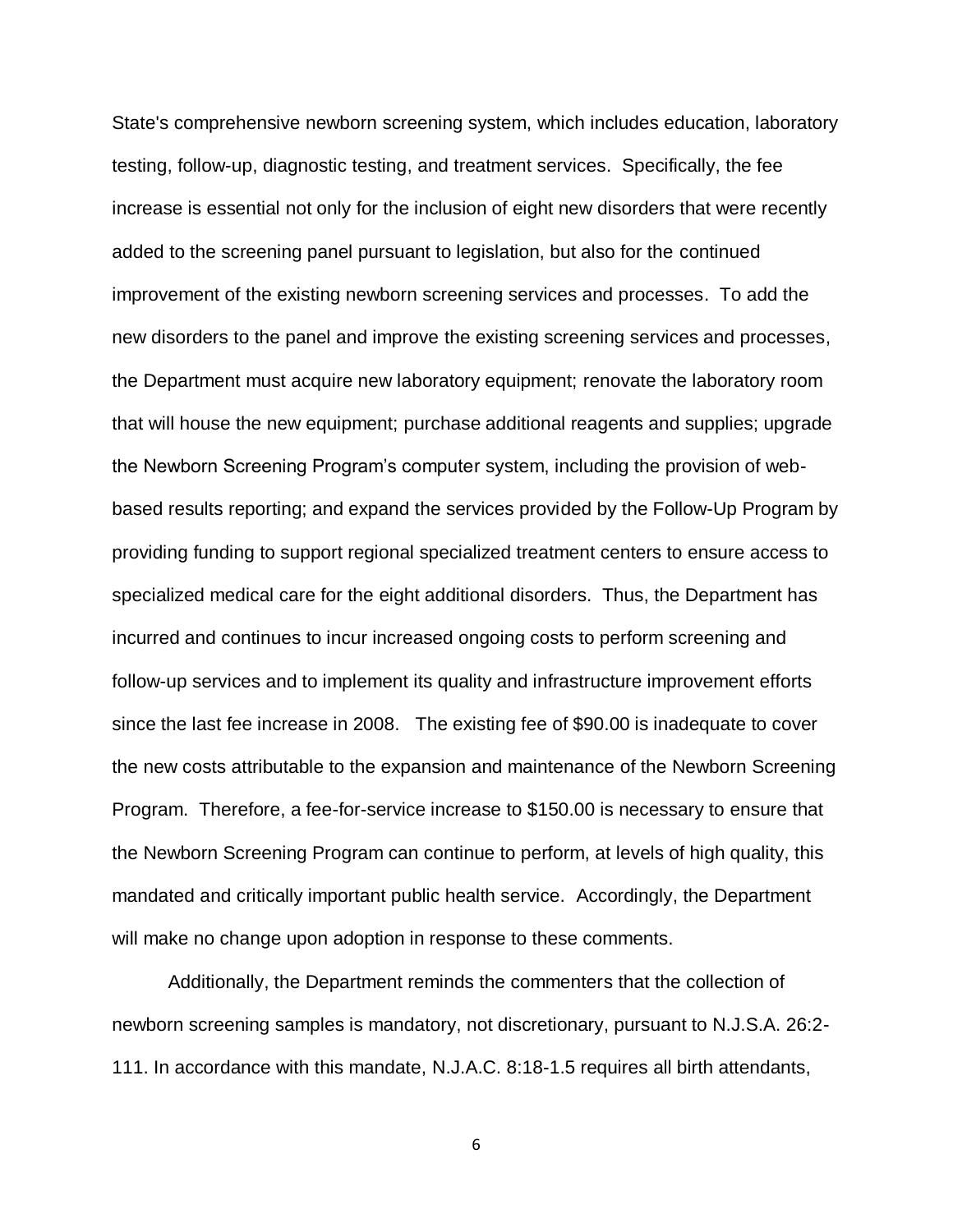State's comprehensive newborn screening system, which includes education, laboratory testing, follow-up, diagnostic testing, and treatment services. Specifically, the fee increase is essential not only for the inclusion of eight new disorders that were recently added to the screening panel pursuant to legislation, but also for the continued improvement of the existing newborn screening services and processes. To add the new disorders to the panel and improve the existing screening services and processes, the Department must acquire new laboratory equipment; renovate the laboratory room that will house the new equipment; purchase additional reagents and supplies; upgrade the Newborn Screening Program's computer system, including the provision of web-based results reporting; and expand the services provided by the Follow-Up Program by providing funding to support regional specialized treatment centers to ensure access to specialized medical care for the eight additional disorders. Thus, the Department has incurred and continues to incur increased ongoing costs to perform screening and follow-up services and to implement its quality and infrastructure improvement efforts since the last fee increase in 2008. The existing fee of $90.00 is inadequate to cover the new costs attributable to the expansion and maintenance of the Newborn Screening Program. Therefore, a fee-for-service increase to $150.00 is necessary to ensure that the Newborn Screening Program can continue to perform, at levels of high quality, this mandated and critically important public health service. Accordingly, the Department will make no change upon adoption in response to these comments.

Additionally, the Department reminds the commenters that the collection of newborn screening samples is mandatory, not discretionary, pursuant to N.J.S.A. 26:2-111. In accordance with this mandate, N.J.A.C. 8:18-1.5 requires all birth attendants,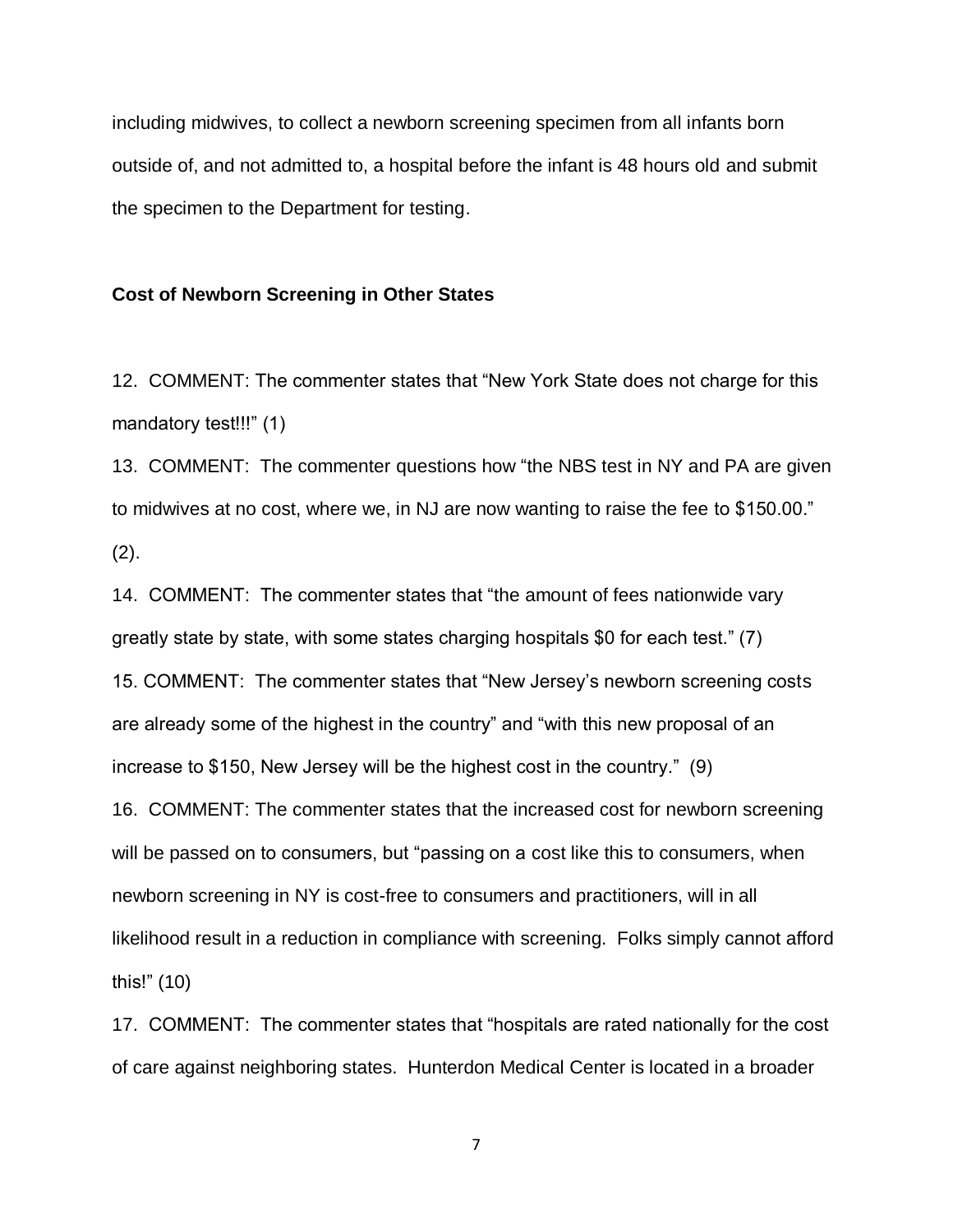including midwives, to collect a newborn screening specimen from all infants born outside of, and not admitted to, a hospital before the infant is 48 hours old and submit the specimen to the Department for testing.

**Cost of Newborn Screening in Other States**

12. COMMENT: The commenter states that “New York State does not charge for this mandatory test!!!” (1)

13. COMMENT: The commenter questions how “the NBS test in NY and PA are given to midwives at no cost, where we, in NJ are now wanting to raise the fee to $150.00.” (2).

14. COMMENT: The commenter states that “the amount of fees nationwide vary greatly state by state, with some states charging hospitals $0 for each test.” (7)

15. COMMENT: The commenter states that “New Jersey’s newborn screening costs are already some of the highest in the country” and “with this new proposal of an increase to $150, New Jersey will be the highest cost in the country.” (9)

16. COMMENT: The commenter states that the increased cost for newborn screening will be passed on to consumers, but “passing on a cost like this to consumers, when newborn screening in NY is cost-free to consumers and practitioners, will in all likelihood result in a reduction in compliance with screening. Folks simply cannot afford this!” (10)

17. COMMENT: The commenter states that “hospitals are rated nationally for the cost of care against neighboring states. Hunterdon Medical Center is located in a broader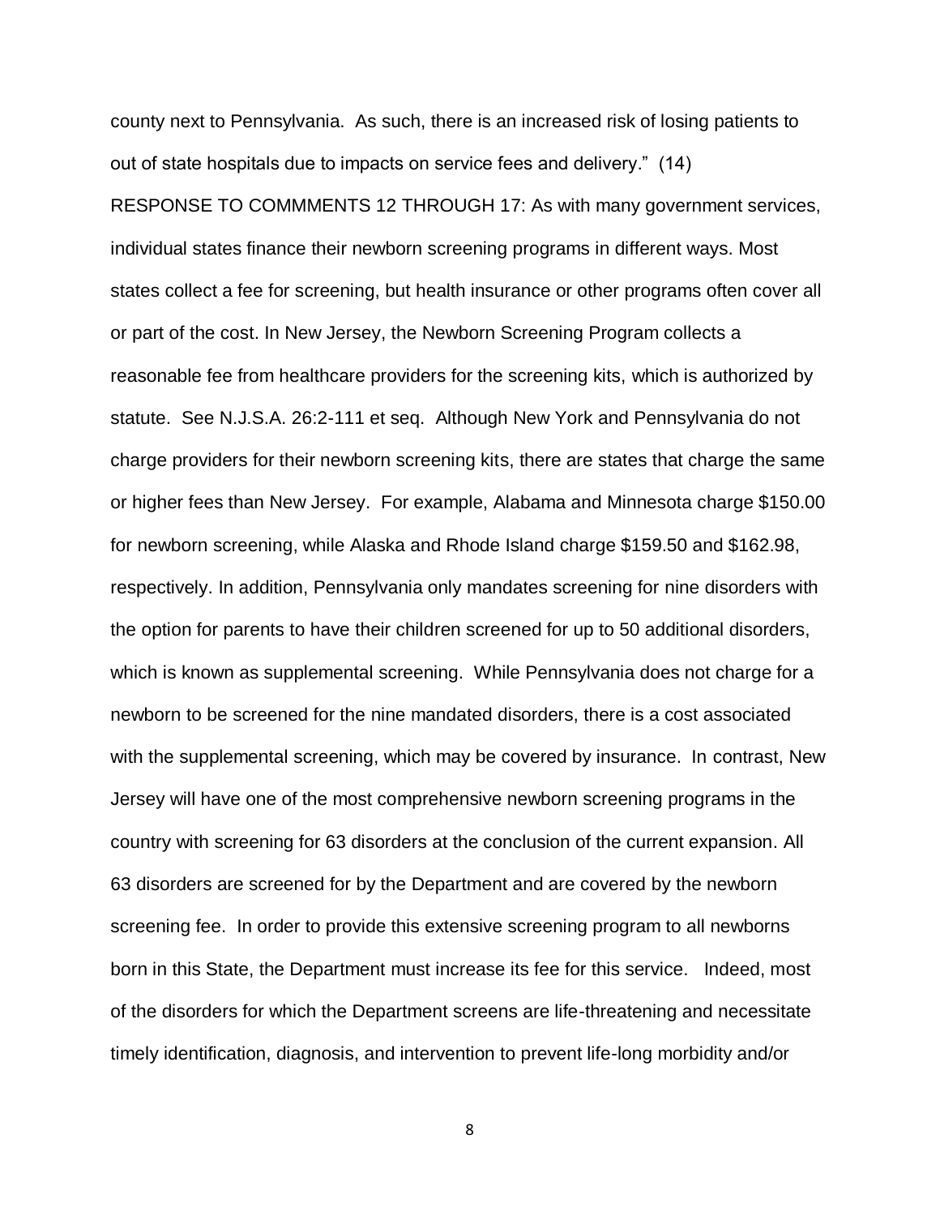county next to Pennsylvania. As such, there is an increased risk of losing patients to out of state hospitals due to impacts on service fees and delivery." (14)

RESPONSE TO COMMMENTS 12 THROUGH 17: As with many government services, individual states finance their newborn screening programs in different ways. Most states collect a fee for screening, but health insurance or other programs often cover all or part of the cost. In New Jersey, the Newborn Screening Program collects a reasonable fee from healthcare providers for the screening kits, which is authorized by statute. See N.J.S.A. 26:2-111 et seq. Although New York and Pennsylvania do not charge providers for their newborn screening kits, there are states that charge the same or higher fees than New Jersey. For example, Alabama and Minnesota charge $150.00 for newborn screening, while Alaska and Rhode Island charge $159.50 and $162.98, respectively. In addition, Pennsylvania only mandates screening for nine disorders with the option for parents to have their children screened for up to 50 additional disorders, which is known as supplemental screening. While Pennsylvania does not charge for a newborn to be screened for the nine mandated disorders, there is a cost associated with the supplemental screening, which may be covered by insurance. In contrast, New Jersey will have one of the most comprehensive newborn screening programs in the country with screening for 63 disorders at the conclusion of the current expansion. All 63 disorders are screened for by the Department and are covered by the newborn screening fee. In order to provide this extensive screening program to all newborns born in this State, the Department must increase its fee for this service. Indeed, most of the disorders for which the Department screens are life-threatening and necessitate timely identification, diagnosis, and intervention to prevent life-long morbidity and/or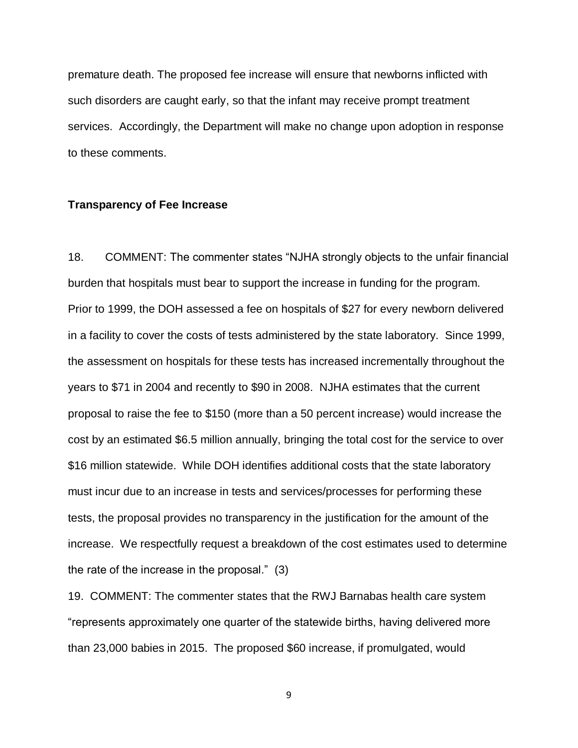premature death. The proposed fee increase will ensure that newborns inflicted with such disorders are caught early, so that the infant may receive prompt treatment services. Accordingly, the Department will make no change upon adoption in response to these comments.

**Transparency of Fee Increase**

18. COMMENT: The commenter states "NJHA strongly objects to the unfair financial burden that hospitals must bear to support the increase in funding for the program. Prior to 1999, the DOH assessed a fee on hospitals of $27 for every newborn delivered in a facility to cover the costs of tests administered by the state laboratory. Since 1999, the assessment on hospitals for these tests has increased incrementally throughout the years to $71 in 2004 and recently to $90 in 2008. NJHA estimates that the current proposal to raise the fee to $150 (more than a 50 percent increase) would increase the cost by an estimated $6.5 million annually, bringing the total cost for the service to over $16 million statewide. While DOH identifies additional costs that the state laboratory must incur due to an increase in tests and services/processes for performing these tests, the proposal provides no transparency in the justification for the amount of the increase. We respectfully request a breakdown of the cost estimates used to determine the rate of the increase in the proposal." (3)

19. COMMENT: The commenter states that the RWJ Barnabas health care system "represents approximately one quarter of the statewide births, having delivered more than 23,000 babies in 2015. The proposed $60 increase, if promulgated, would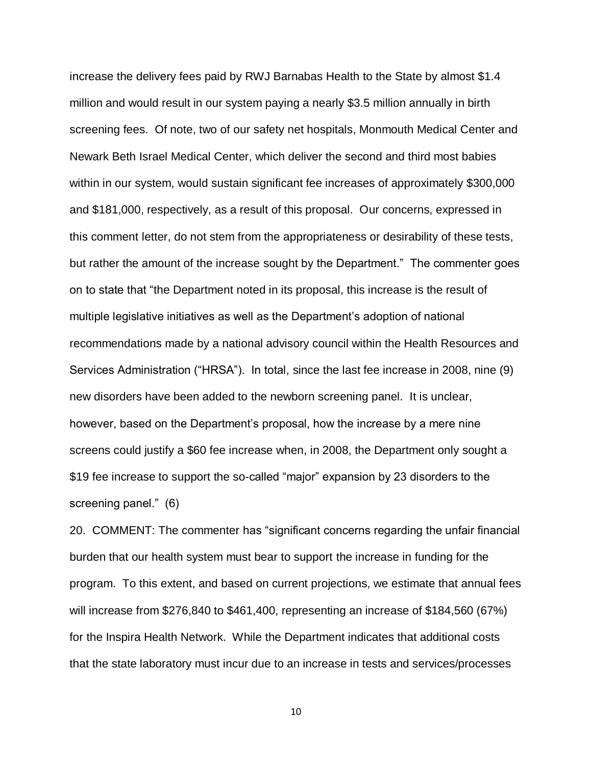increase the delivery fees paid by RWJ Barnabas Health to the State by almost $1.4 million and would result in our system paying a nearly $3.5 million annually in birth screening fees. Of note, two of our safety net hospitals, Monmouth Medical Center and Newark Beth Israel Medical Center, which deliver the second and third most babies within in our system, would sustain significant fee increases of approximately $300,000 and $181,000, respectively, as a result of this proposal. Our concerns, expressed in this comment letter, do not stem from the appropriateness or desirability of these tests, but rather the amount of the increase sought by the Department." The commenter goes on to state that "the Department noted in its proposal, this increase is the result of multiple legislative initiatives as well as the Department's adoption of national recommendations made by a national advisory council within the Health Resources and Services Administration ("HRSA"). In total, since the last fee increase in 2008, nine (9) new disorders have been added to the newborn screening panel. It is unclear, however, based on the Department's proposal, how the increase by a mere nine screens could justify a $60 fee increase when, in 2008, the Department only sought a $19 fee increase to support the so-called "major" expansion by 23 disorders to the screening panel." (6)

20. COMMENT: The commenter has "significant concerns regarding the unfair financial burden that our health system must bear to support the increase in funding for the program. To this extent, and based on current projections, we estimate that annual fees will increase from $276,840 to $461,400, representing an increase of $184,560 (67%) for the Inspira Health Network. While the Department indicates that additional costs that the state laboratory must incur due to an increase in tests and services/processes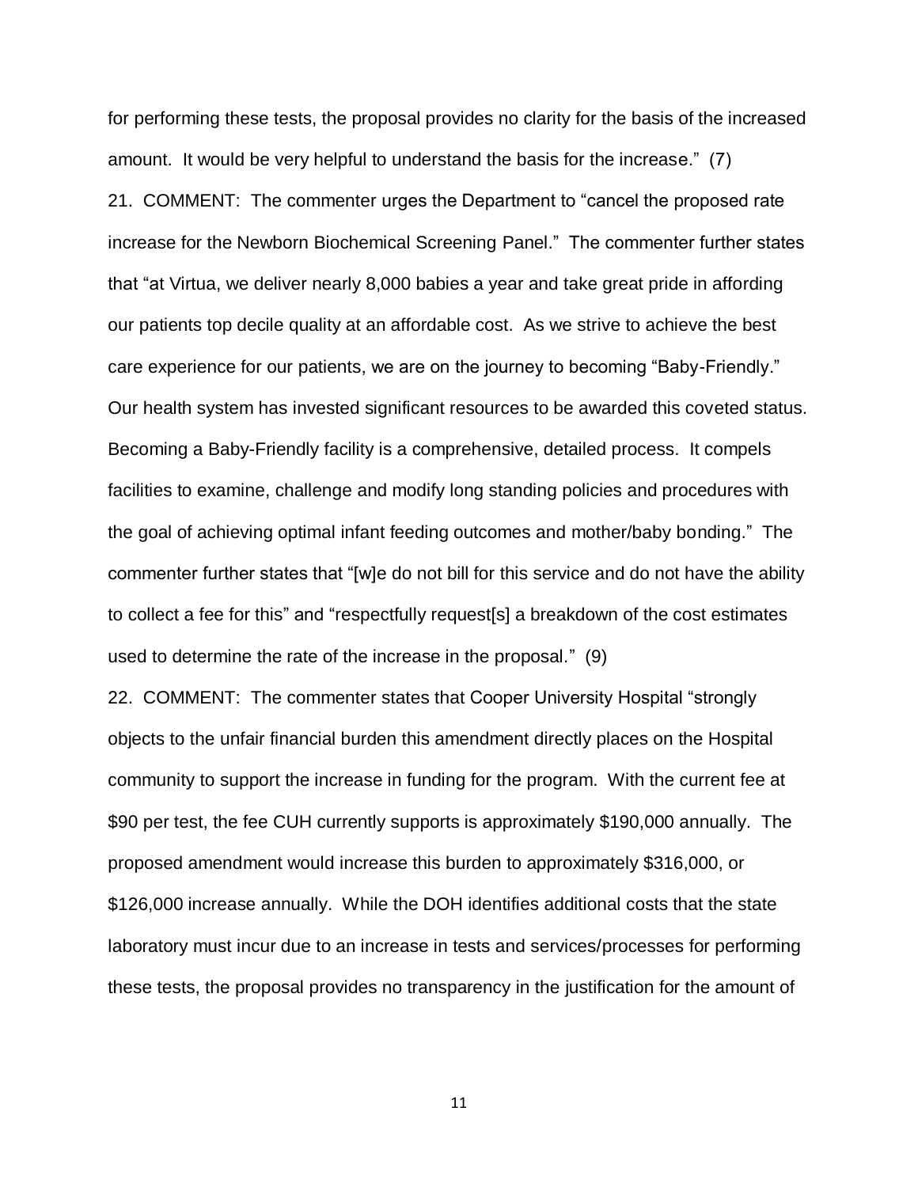for performing these tests, the proposal provides no clarity for the basis of the increased amount. It would be very helpful to understand the basis for the increase." (7)

21. COMMENT: The commenter urges the Department to "cancel the proposed rate increase for the Newborn Biochemical Screening Panel." The commenter further states that "at Virtua, we deliver nearly 8,000 babies a year and take great pride in affording our patients top decile quality at an affordable cost. As we strive to achieve the best care experience for our patients, we are on the journey to becoming "Baby-Friendly." Our health system has invested significant resources to be awarded this coveted status. Becoming a Baby-Friendly facility is a comprehensive, detailed process. It compels facilities to examine, challenge and modify long standing policies and procedures with the goal of achieving optimal infant feeding outcomes and mother/baby bonding." The commenter further states that "[w]e do not bill for this service and do not have the ability to collect a fee for this" and "respectfully request[s] a breakdown of the cost estimates used to determine the rate of the increase in the proposal." (9)

22. COMMENT: The commenter states that Cooper University Hospital "strongly objects to the unfair financial burden this amendment directly places on the Hospital community to support the increase in funding for the program. With the current fee at $90 per test, the fee CUH currently supports is approximately $190,000 annually. The proposed amendment would increase this burden to approximately $316,000, or $126,000 increase annually. While the DOH identifies additional costs that the state laboratory must incur due to an increase in tests and services/processes for performing these tests, the proposal provides no transparency in the justification for the amount of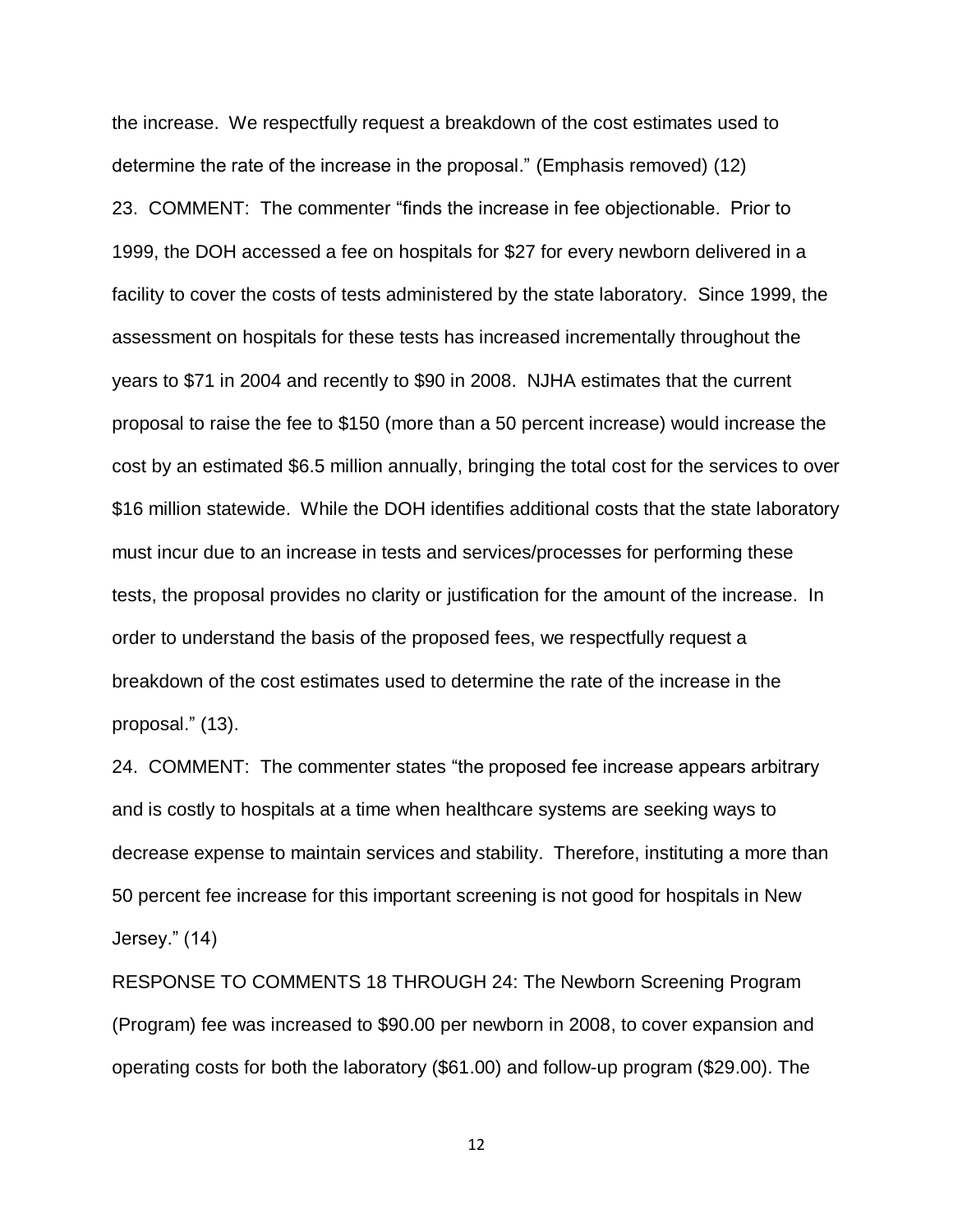the increase. We respectfully request a breakdown of the cost estimates used to determine the rate of the increase in the proposal." (Emphasis removed) (12)

23. COMMENT: The commenter "finds the increase in fee objectionable. Prior to 1999, the DOH accessed a fee on hospitals for $27 for every newborn delivered in a facility to cover the costs of tests administered by the state laboratory. Since 1999, the assessment on hospitals for these tests has increased incrementally throughout the years to $71 in 2004 and recently to $90 in 2008. NJHA estimates that the current proposal to raise the fee to $150 (more than a 50 percent increase) would increase the cost by an estimated $6.5 million annually, bringing the total cost for the services to over $16 million statewide. While the DOH identifies additional costs that the state laboratory must incur due to an increase in tests and services/processes for performing these tests, the proposal provides no clarity or justification for the amount of the increase. In order to understand the basis of the proposed fees, we respectfully request a breakdown of the cost estimates used to determine the rate of the increase in the proposal." (13).

24. COMMENT: The commenter states "the proposed fee increase appears arbitrary and is costly to hospitals at a time when healthcare systems are seeking ways to decrease expense to maintain services and stability. Therefore, instituting a more than 50 percent fee increase for this important screening is not good for hospitals in New Jersey." (14)

RESPONSE TO COMMENTS 18 THROUGH 24: The Newborn Screening Program (Program) fee was increased to $90.00 per newborn in 2008, to cover expansion and operating costs for both the laboratory ($61.00) and follow-up program ($29.00). The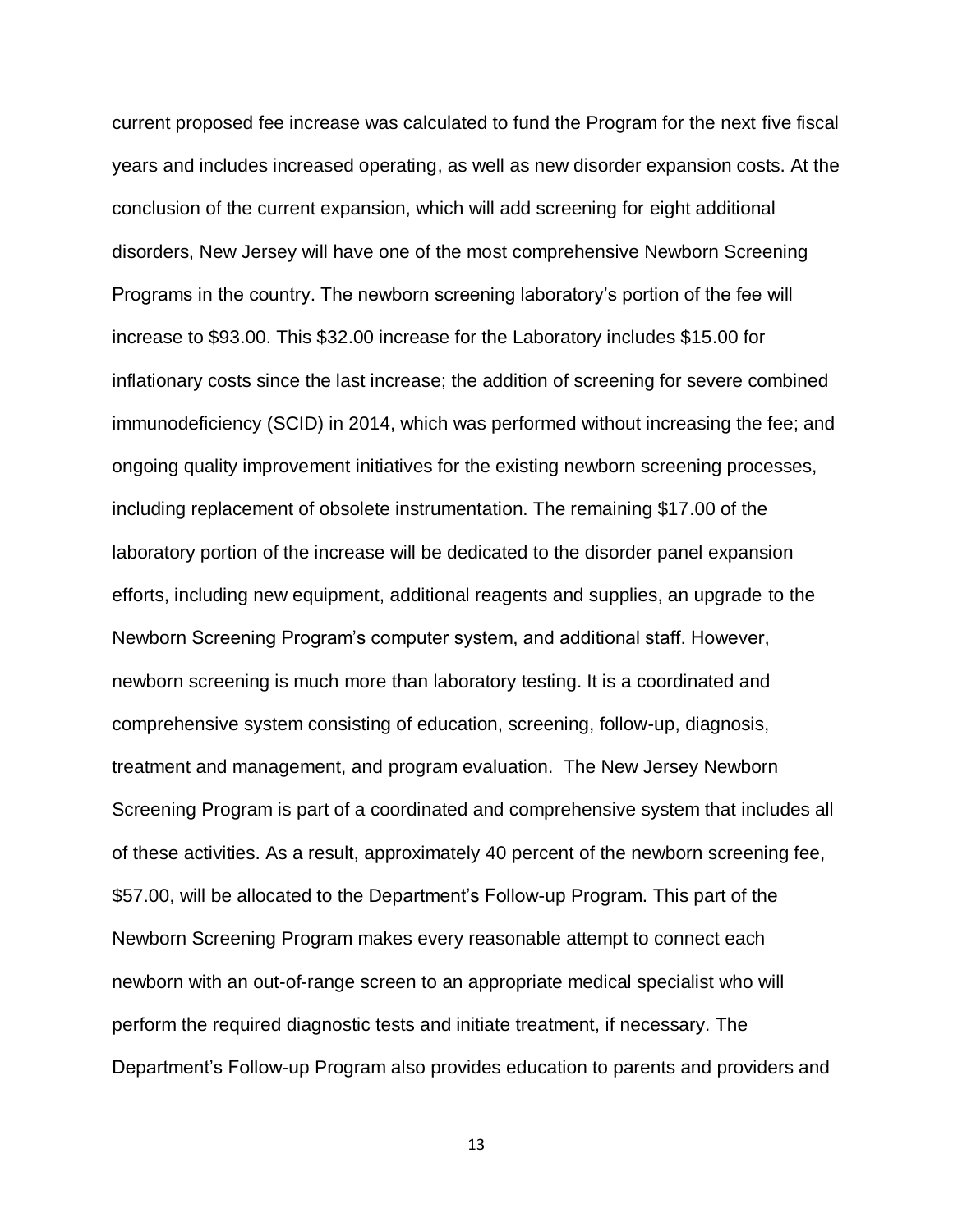current proposed fee increase was calculated to fund the Program for the next five fiscal years and includes increased operating, as well as new disorder expansion costs. At the conclusion of the current expansion, which will add screening for eight additional disorders, New Jersey will have one of the most comprehensive Newborn Screening Programs in the country. The newborn screening laboratory's portion of the fee will increase to $93.00. This $32.00 increase for the Laboratory includes $15.00 for inflationary costs since the last increase; the addition of screening for severe combined immunodeficiency (SCID) in 2014, which was performed without increasing the fee; and ongoing quality improvement initiatives for the existing newborn screening processes, including replacement of obsolete instrumentation. The remaining $17.00 of the laboratory portion of the increase will be dedicated to the disorder panel expansion efforts, including new equipment, additional reagents and supplies, an upgrade to the Newborn Screening Program's computer system, and additional staff. However, newborn screening is much more than laboratory testing. It is a coordinated and comprehensive system consisting of education, screening, follow-up, diagnosis, treatment and management, and program evaluation. The New Jersey Newborn Screening Program is part of a coordinated and comprehensive system that includes all of these activities. As a result, approximately 40 percent of the newborn screening fee, $57.00, will be allocated to the Department's Follow-up Program. This part of the Newborn Screening Program makes every reasonable attempt to connect each newborn with an out-of-range screen to an appropriate medical specialist who will perform the required diagnostic tests and initiate treatment, if necessary. The Department's Follow-up Program also provides education to parents and providers and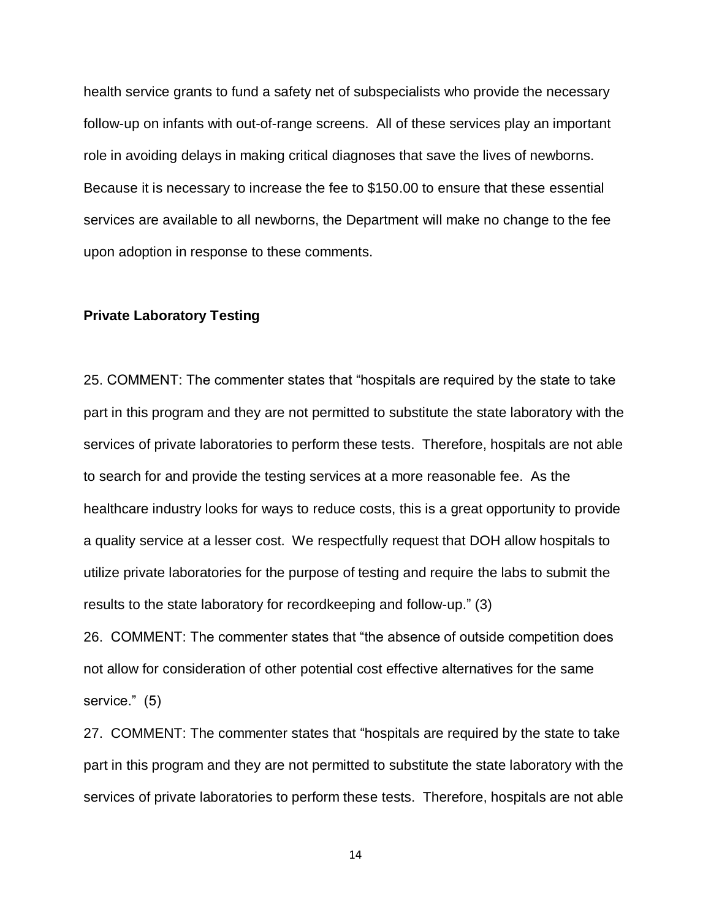health service grants to fund a safety net of subspecialists who provide the necessary follow-up on infants with out-of-range screens. All of these services play an important role in avoiding delays in making critical diagnoses that save the lives of newborns. Because it is necessary to increase the fee to $150.00 to ensure that these essential services are available to all newborns, the Department will make no change to the fee upon adoption in response to these comments.

**Private Laboratory Testing**

25. COMMENT: The commenter states that "hospitals are required by the state to take part in this program and they are not permitted to substitute the state laboratory with the services of private laboratories to perform these tests. Therefore, hospitals are not able to search for and provide the testing services at a more reasonable fee. As the healthcare industry looks for ways to reduce costs, this is a great opportunity to provide a quality service at a lesser cost. We respectfully request that DOH allow hospitals to utilize private laboratories for the purpose of testing and require the labs to submit the results to the state laboratory for recordkeeping and follow-up." (3)

26. COMMENT: The commenter states that "the absence of outside competition does not allow for consideration of other potential cost effective alternatives for the same service." (5)

27. COMMENT: The commenter states that "hospitals are required by the state to take part in this program and they are not permitted to substitute the state laboratory with the services of private laboratories to perform these tests. Therefore, hospitals are not able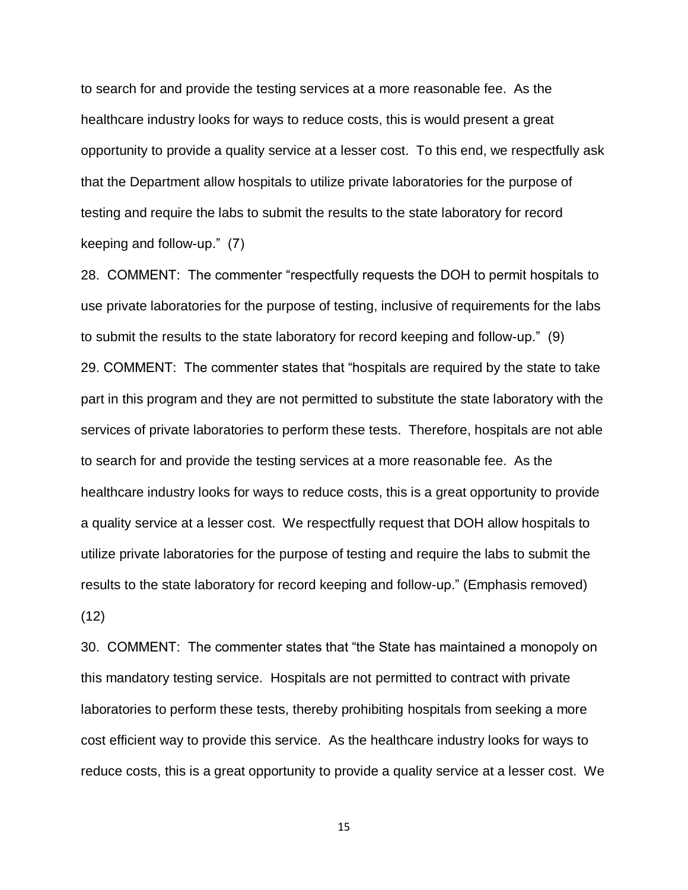to search for and provide the testing services at a more reasonable fee. As the healthcare industry looks for ways to reduce costs, this is would present a great opportunity to provide a quality service at a lesser cost. To this end, we respectfully ask that the Department allow hospitals to utilize private laboratories for the purpose of testing and require the labs to submit the results to the state laboratory for record keeping and follow-up." (7)

28. COMMENT: The commenter "respectfully requests the DOH to permit hospitals to use private laboratories for the purpose of testing, inclusive of requirements for the labs to submit the results to the state laboratory for record keeping and follow-up." (9)

29. COMMENT: The commenter states that "hospitals are required by the state to take part in this program and they are not permitted to substitute the state laboratory with the services of private laboratories to perform these tests. Therefore, hospitals are not able to search for and provide the testing services at a more reasonable fee. As the healthcare industry looks for ways to reduce costs, this is a great opportunity to provide a quality service at a lesser cost. We respectfully request that DOH allow hospitals to utilize private laboratories for the purpose of testing and require the labs to submit the results to the state laboratory for record keeping and follow-up." (Emphasis removed) (12)

30. COMMENT: The commenter states that "the State has maintained a monopoly on this mandatory testing service. Hospitals are not permitted to contract with private laboratories to perform these tests, thereby prohibiting hospitals from seeking a more cost efficient way to provide this service. As the healthcare industry looks for ways to reduce costs, this is a great opportunity to provide a quality service at a lesser cost. We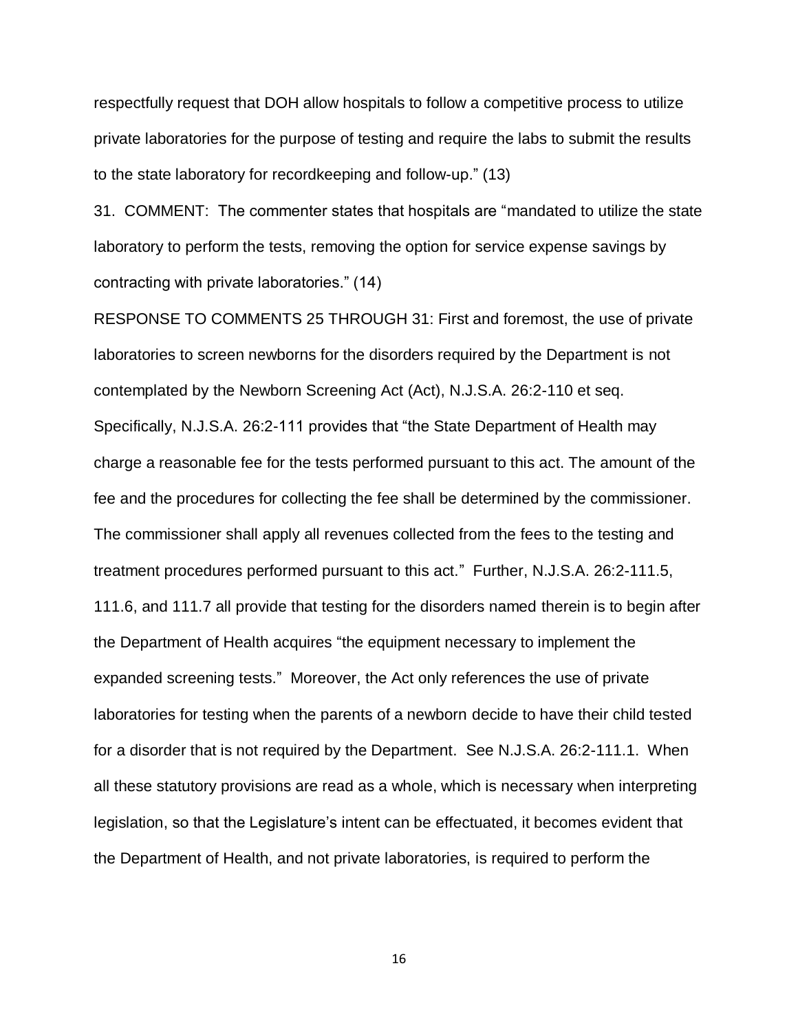respectfully request that DOH allow hospitals to follow a competitive process to utilize private laboratories for the purpose of testing and require the labs to submit the results to the state laboratory for recordkeeping and follow-up." (13)

31. COMMENT: The commenter states that hospitals are "mandated to utilize the state laboratory to perform the tests, removing the option for service expense savings by contracting with private laboratories." (14)

RESPONSE TO COMMENTS 25 THROUGH 31: First and foremost, the use of private laboratories to screen newborns for the disorders required by the Department is not contemplated by the Newborn Screening Act (Act), N.J.S.A. 26:2-110 et seq. Specifically, N.J.S.A. 26:2-111 provides that "the State Department of Health may charge a reasonable fee for the tests performed pursuant to this act. The amount of the fee and the procedures for collecting the fee shall be determined by the commissioner. The commissioner shall apply all revenues collected from the fees to the testing and treatment procedures performed pursuant to this act." Further, N.J.S.A. 26:2-111.5, 111.6, and 111.7 all provide that testing for the disorders named therein is to begin after the Department of Health acquires "the equipment necessary to implement the expanded screening tests." Moreover, the Act only references the use of private laboratories for testing when the parents of a newborn decide to have their child tested for a disorder that is not required by the Department. See N.J.S.A. 26:2-111.1. When all these statutory provisions are read as a whole, which is necessary when interpreting legislation, so that the Legislature's intent can be effectuated, it becomes evident that the Department of Health, and not private laboratories, is required to perform the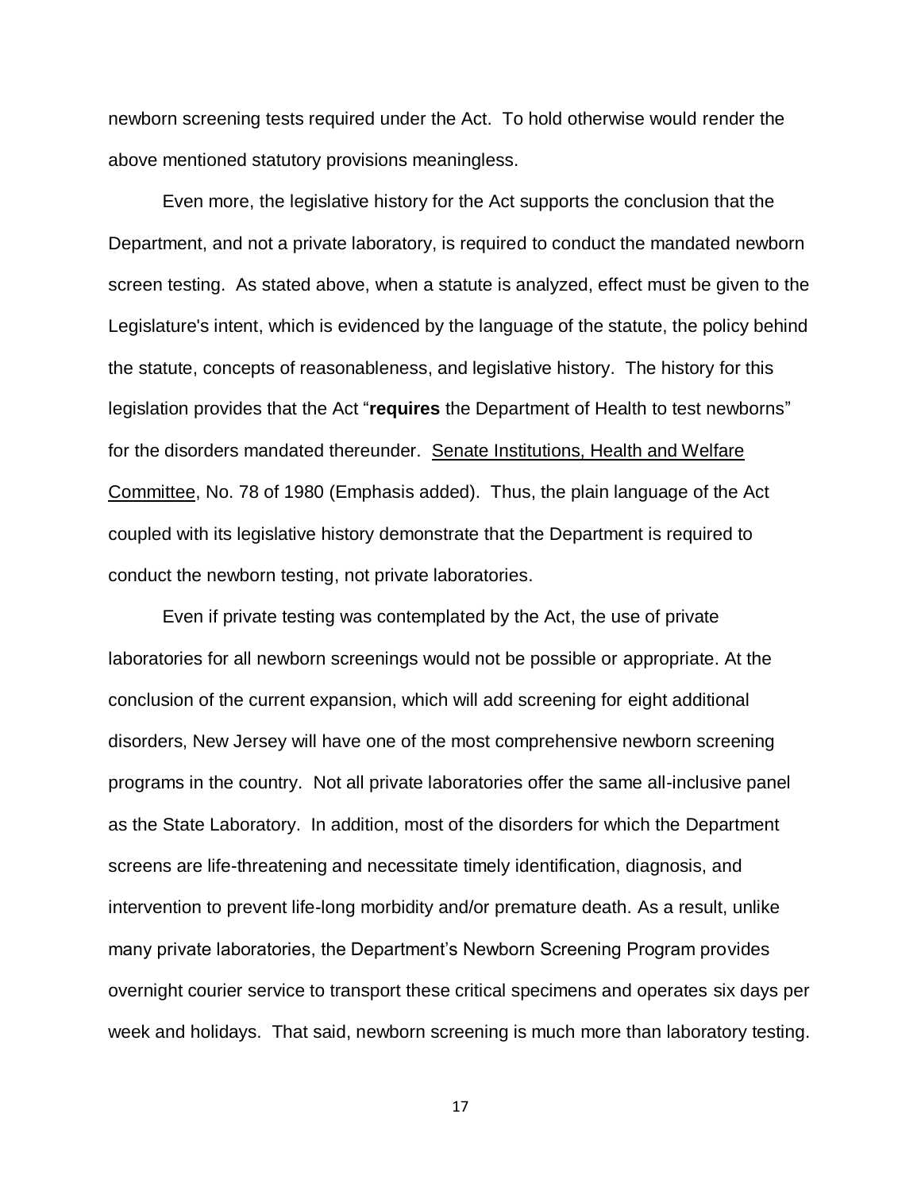newborn screening tests required under the Act. To hold otherwise would render the above mentioned statutory provisions meaningless.

Even more, the legislative history for the Act supports the conclusion that the Department, and not a private laboratory, is required to conduct the mandated newborn screen testing. As stated above, when a statute is analyzed, effect must be given to the Legislature's intent, which is evidenced by the language of the statute, the policy behind the statute, concepts of reasonableness, and legislative history. The history for this legislation provides that the Act "**requires** the Department of Health to test newborns" for the disorders mandated thereunder. Senate Institutions, Health and Welfare Committee, No. 78 of 1980 (Emphasis added). Thus, the plain language of the Act coupled with its legislative history demonstrate that the Department is required to conduct the newborn testing, not private laboratories.

Even if private testing was contemplated by the Act, the use of private laboratories for all newborn screenings would not be possible or appropriate. At the conclusion of the current expansion, which will add screening for eight additional disorders, New Jersey will have one of the most comprehensive newborn screening programs in the country. Not all private laboratories offer the same all-inclusive panel as the State Laboratory. In addition, most of the disorders for which the Department screens are life-threatening and necessitate timely identification, diagnosis, and intervention to prevent life-long morbidity and/or premature death. As a result, unlike many private laboratories, the Department's Newborn Screening Program provides overnight courier service to transport these critical specimens and operates six days per week and holidays. That said, newborn screening is much more than laboratory testing.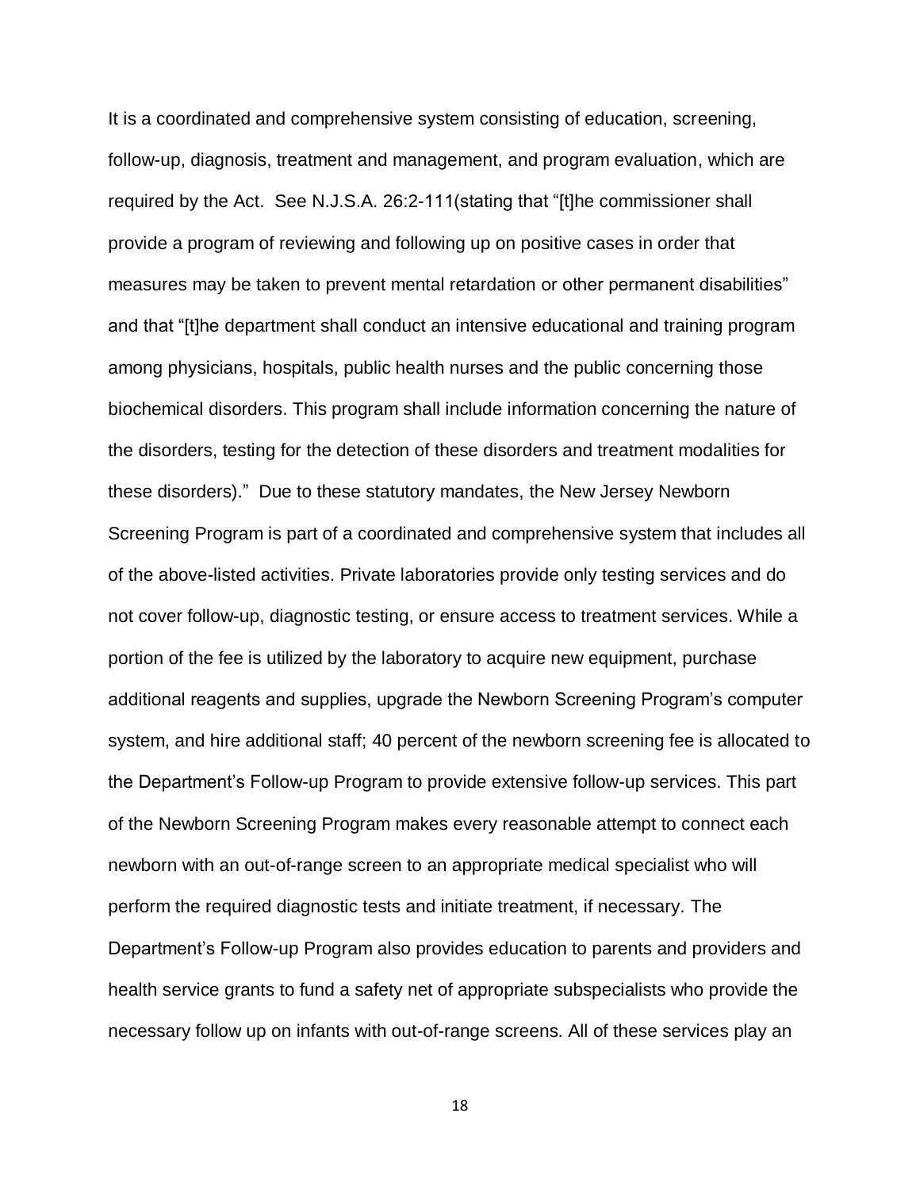It is a coordinated and comprehensive system consisting of education, screening, follow-up, diagnosis, treatment and management, and program evaluation, which are required by the Act. See N.J.S.A. 26:2-111(stating that "[t]he commissioner shall provide a program of reviewing and following up on positive cases in order that measures may be taken to prevent mental retardation or other permanent disabilities" and that "[t]he department shall conduct an intensive educational and training program among physicians, hospitals, public health nurses and the public concerning those biochemical disorders. This program shall include information concerning the nature of the disorders, testing for the detection of these disorders and treatment modalities for these disorders)." Due to these statutory mandates, the New Jersey Newborn Screening Program is part of a coordinated and comprehensive system that includes all of the above-listed activities. Private laboratories provide only testing services and do not cover follow-up, diagnostic testing, or ensure access to treatment services. While a portion of the fee is utilized by the laboratory to acquire new equipment, purchase additional reagents and supplies, upgrade the Newborn Screening Program's computer system, and hire additional staff; 40 percent of the newborn screening fee is allocated to the Department's Follow-up Program to provide extensive follow-up services. This part of the Newborn Screening Program makes every reasonable attempt to connect each newborn with an out-of-range screen to an appropriate medical specialist who will perform the required diagnostic tests and initiate treatment, if necessary. The Department's Follow-up Program also provides education to parents and providers and health service grants to fund a safety net of appropriate subspecialists who provide the necessary follow up on infants with out-of-range screens. All of these services play an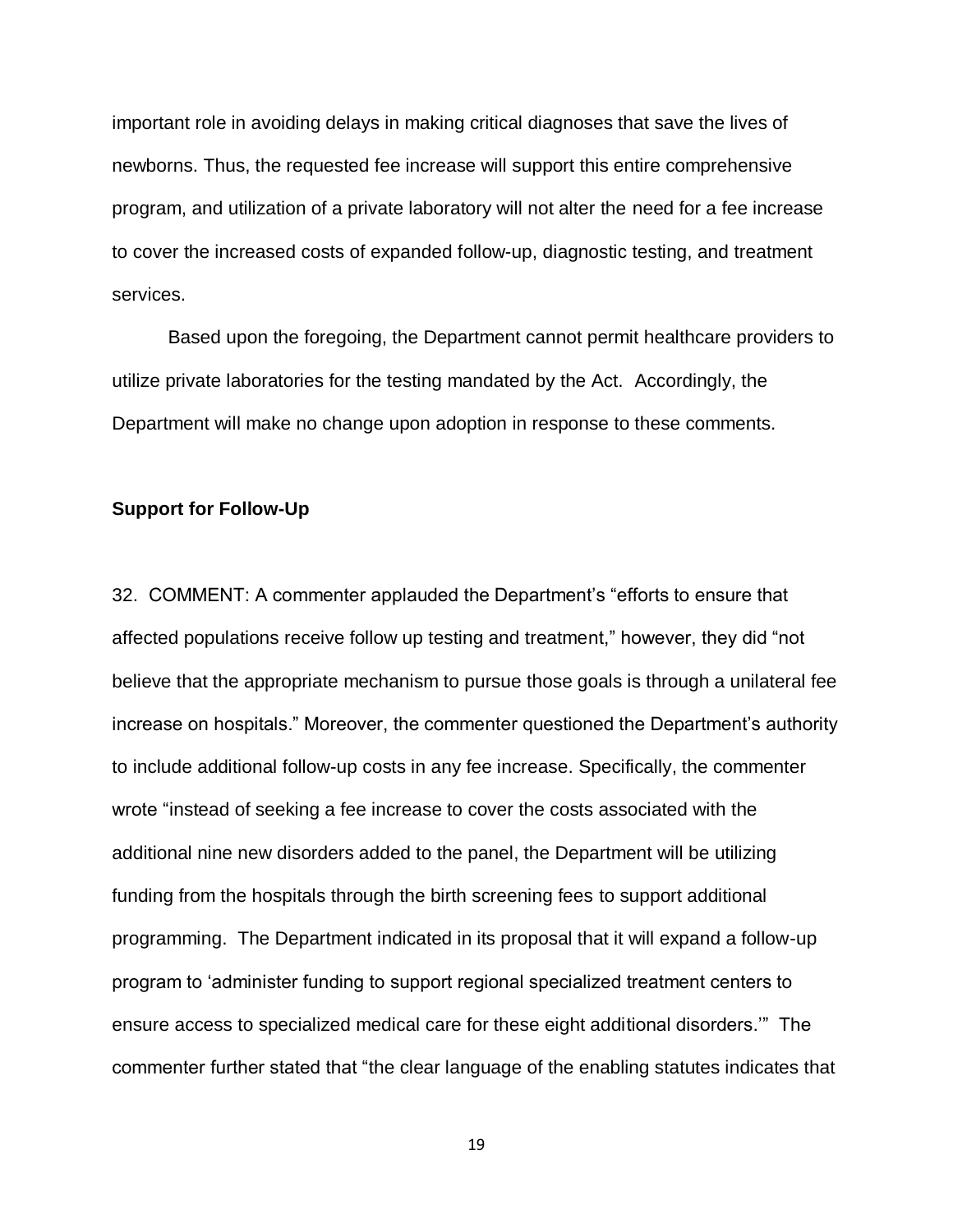important role in avoiding delays in making critical diagnoses that save the lives of newborns. Thus, the requested fee increase will support this entire comprehensive program, and utilization of a private laboratory will not alter the need for a fee increase to cover the increased costs of expanded follow-up, diagnostic testing, and treatment services.

Based upon the foregoing, the Department cannot permit healthcare providers to utilize private laboratories for the testing mandated by the Act. Accordingly, the Department will make no change upon adoption in response to these comments.

**Support for Follow-Up**

32. COMMENT: A commenter applauded the Department's "efforts to ensure that affected populations receive follow up testing and treatment," however, they did "not believe that the appropriate mechanism to pursue those goals is through a unilateral fee increase on hospitals." Moreover, the commenter questioned the Department's authority to include additional follow-up costs in any fee increase. Specifically, the commenter wrote "instead of seeking a fee increase to cover the costs associated with the additional nine new disorders added to the panel, the Department will be utilizing funding from the hospitals through the birth screening fees to support additional programming. The Department indicated in its proposal that it will expand a follow-up program to 'administer funding to support regional specialized treatment centers to ensure access to specialized medical care for these eight additional disorders.'" The commenter further stated that "the clear language of the enabling statutes indicates that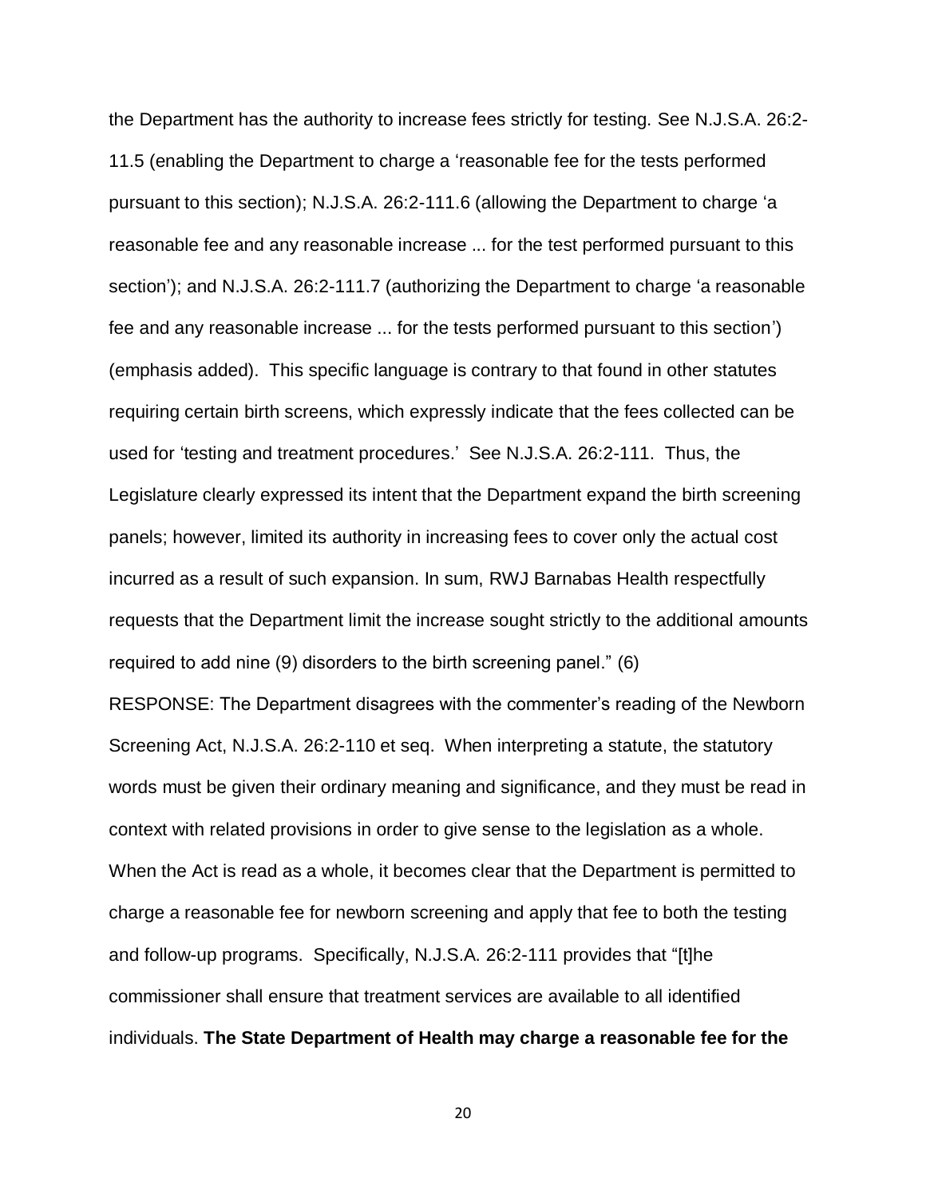the Department has the authority to increase fees strictly for testing. See N.J.S.A. 26:2-11.5 (enabling the Department to charge a 'reasonable fee for the tests performed pursuant to this section); N.J.S.A. 26:2-111.6 (allowing the Department to charge 'a reasonable fee and any reasonable increase ... for the test performed pursuant to this section'); and N.J.S.A. 26:2-111.7 (authorizing the Department to charge 'a reasonable fee and any reasonable increase ... for the tests performed pursuant to this section') (emphasis added). This specific language is contrary to that found in other statutes requiring certain birth screens, which expressly indicate that the fees collected can be used for 'testing and treatment procedures.' See N.J.S.A. 26:2-111. Thus, the Legislature clearly expressed its intent that the Department expand the birth screening panels; however, limited its authority in increasing fees to cover only the actual cost incurred as a result of such expansion. In sum, RWJ Barnabas Health respectfully requests that the Department limit the increase sought strictly to the additional amounts required to add nine (9) disorders to the birth screening panel." (6)

RESPONSE: The Department disagrees with the commenter's reading of the Newborn Screening Act, N.J.S.A. 26:2-110 et seq. When interpreting a statute, the statutory words must be given their ordinary meaning and significance, and they must be read in context with related provisions in order to give sense to the legislation as a whole. When the Act is read as a whole, it becomes clear that the Department is permitted to charge a reasonable fee for newborn screening and apply that fee to both the testing and follow-up programs. Specifically, N.J.S.A. 26:2-111 provides that "[t]he commissioner shall ensure that treatment services are available to all identified individuals. **The State Department of Health may charge a reasonable fee for the**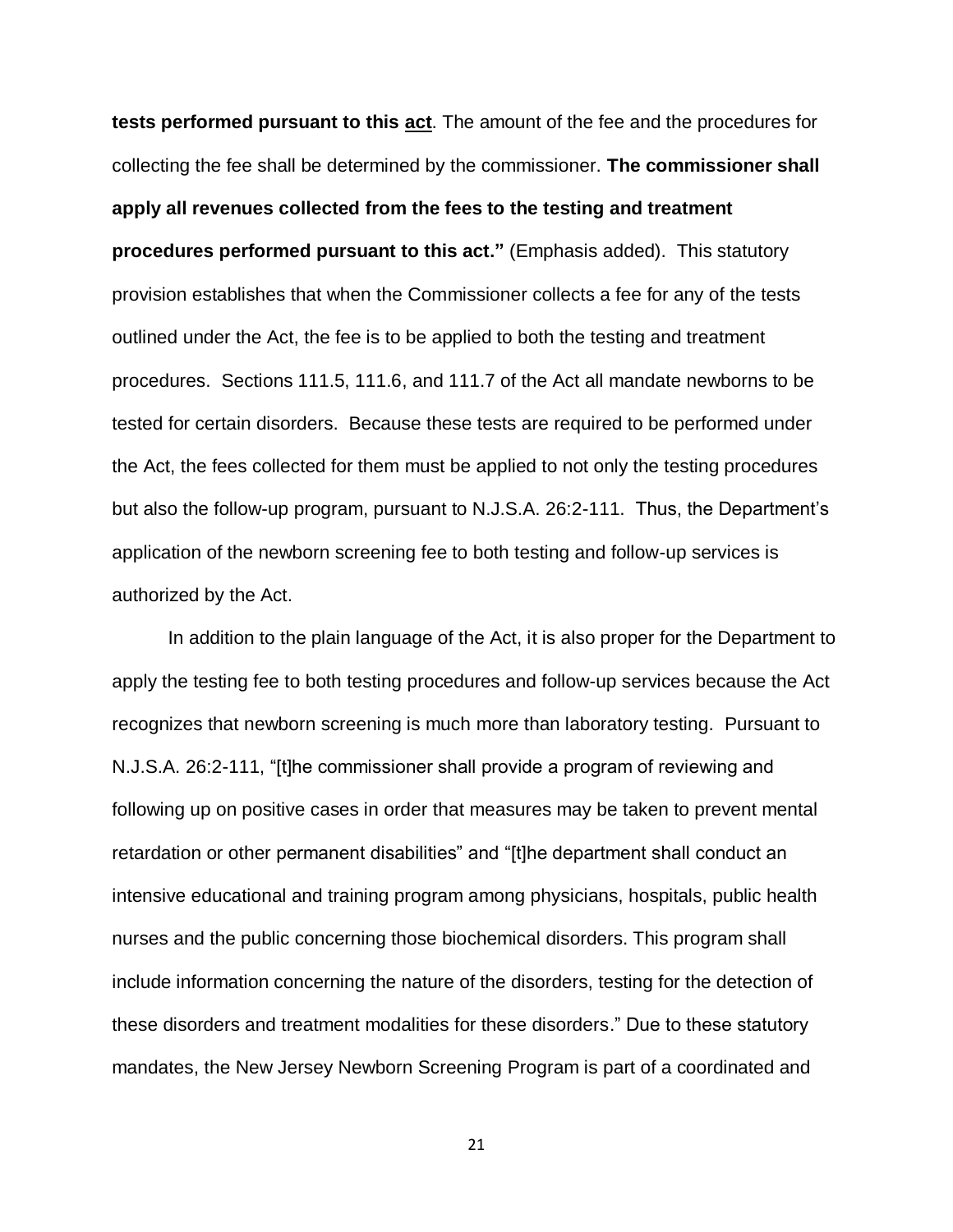**tests performed pursuant to this <u>act</u>**. The amount of the fee and the procedures for collecting the fee shall be determined by the commissioner. **The commissioner shall apply all revenues collected from the fees to the testing and treatment procedures performed pursuant to this act."** (Emphasis added). This statutory provision establishes that when the Commissioner collects a fee for any of the tests outlined under the Act, the fee is to be applied to both the testing and treatment procedures. Sections 111.5, 111.6, and 111.7 of the Act all mandate newborns to be tested for certain disorders. Because these tests are required to be performed under the Act, the fees collected for them must be applied to not only the testing procedures but also the follow-up program, pursuant to N.J.S.A. 26:2-111. Thus, the Department's application of the newborn screening fee to both testing and follow-up services is authorized by the Act.

In addition to the plain language of the Act, it is also proper for the Department to apply the testing fee to both testing procedures and follow-up services because the Act recognizes that newborn screening is much more than laboratory testing. Pursuant to N.J.S.A. 26:2-111, "[t]he commissioner shall provide a program of reviewing and following up on positive cases in order that measures may be taken to prevent mental retardation or other permanent disabilities" and "[t]he department shall conduct an intensive educational and training program among physicians, hospitals, public health nurses and the public concerning those biochemical disorders. This program shall include information concerning the nature of the disorders, testing for the detection of these disorders and treatment modalities for these disorders." Due to these statutory mandates, the New Jersey Newborn Screening Program is part of a coordinated and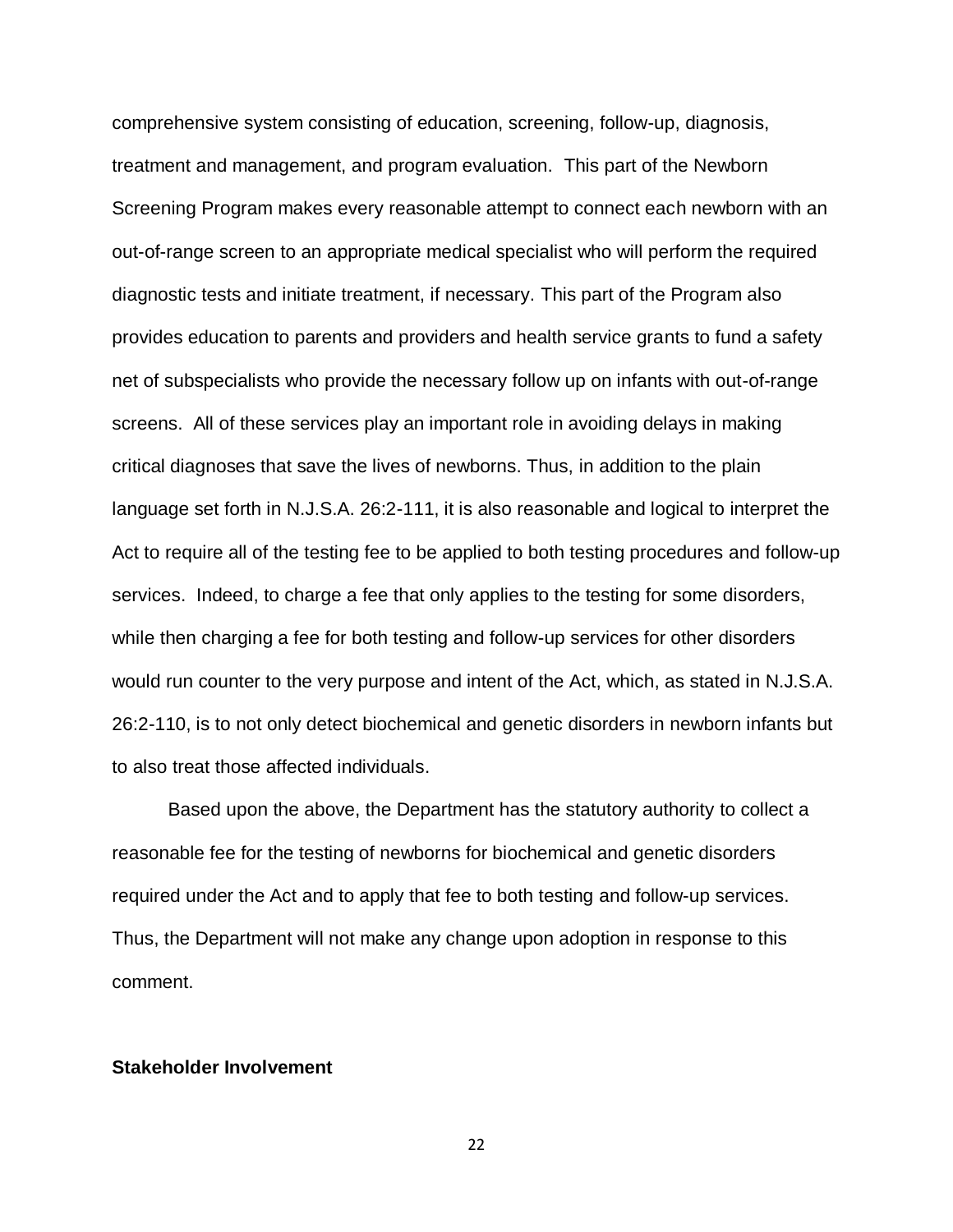comprehensive system consisting of education, screening, follow-up, diagnosis, treatment and management, and program evaluation. This part of the Newborn Screening Program makes every reasonable attempt to connect each newborn with an out-of-range screen to an appropriate medical specialist who will perform the required diagnostic tests and initiate treatment, if necessary. This part of the Program also provides education to parents and providers and health service grants to fund a safety net of subspecialists who provide the necessary follow up on infants with out-of-range screens. All of these services play an important role in avoiding delays in making critical diagnoses that save the lives of newborns. Thus, in addition to the plain language set forth in N.J.S.A. 26:2-111, it is also reasonable and logical to interpret the Act to require all of the testing fee to be applied to both testing procedures and follow-up services. Indeed, to charge a fee that only applies to the testing for some disorders, while then charging a fee for both testing and follow-up services for other disorders would run counter to the very purpose and intent of the Act, which, as stated in N.J.S.A. 26:2-110, is to not only detect biochemical and genetic disorders in newborn infants but to also treat those affected individuals.

Based upon the above, the Department has the statutory authority to collect a reasonable fee for the testing of newborns for biochemical and genetic disorders required under the Act and to apply that fee to both testing and follow-up services. Thus, the Department will not make any change upon adoption in response to this comment.

**Stakeholder Involvement**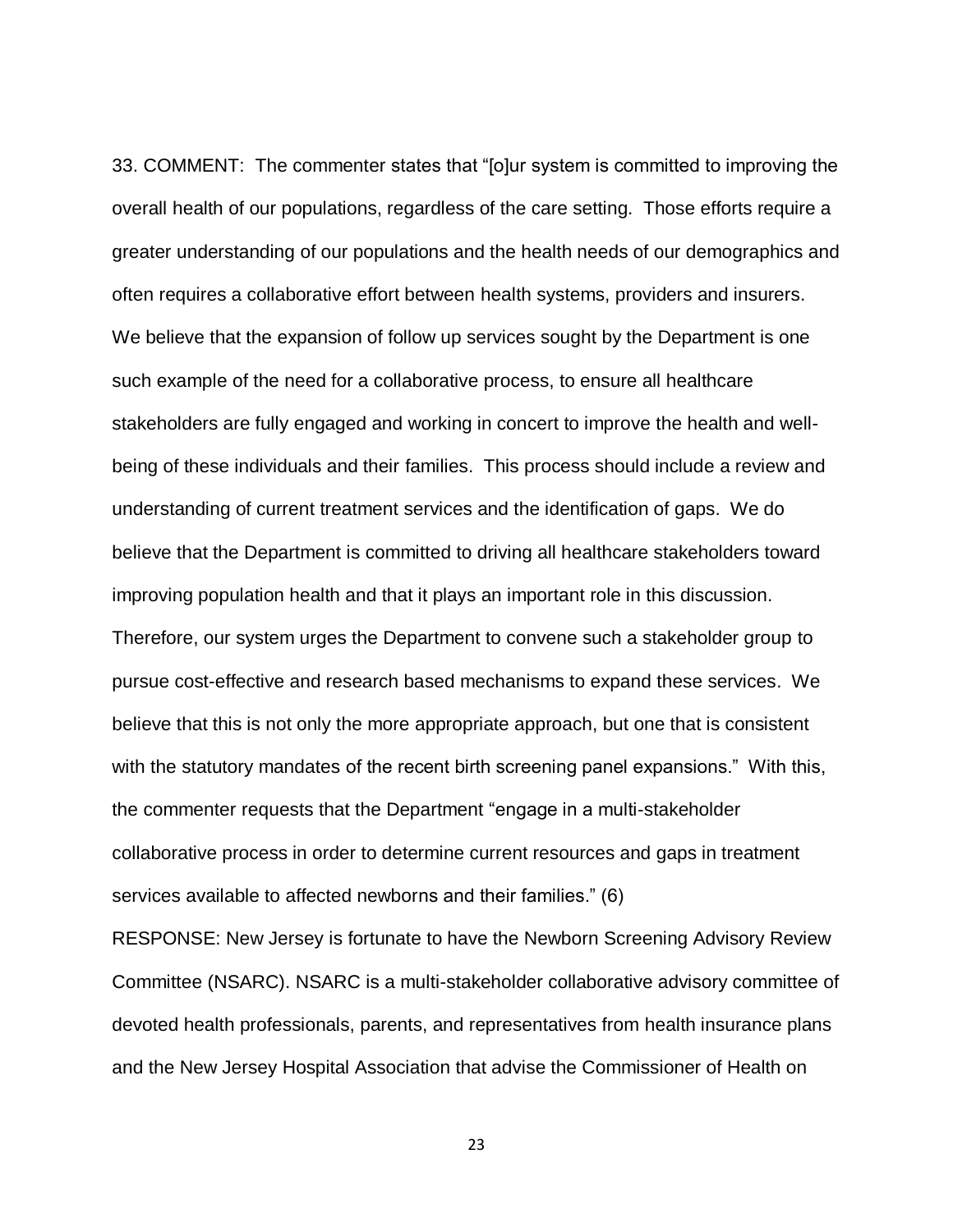33. COMMENT: The commenter states that "[o]ur system is committed to improving the overall health of our populations, regardless of the care setting. Those efforts require a greater understanding of our populations and the health needs of our demographics and often requires a collaborative effort between health systems, providers and insurers. We believe that the expansion of follow up services sought by the Department is one such example of the need for a collaborative process, to ensure all healthcare stakeholders are fully engaged and working in concert to improve the health and well-being of these individuals and their families. This process should include a review and understanding of current treatment services and the identification of gaps. We do believe that the Department is committed to driving all healthcare stakeholders toward improving population health and that it plays an important role in this discussion. Therefore, our system urges the Department to convene such a stakeholder group to pursue cost-effective and research based mechanisms to expand these services. We believe that this is not only the more appropriate approach, but one that is consistent with the statutory mandates of the recent birth screening panel expansions." With this, the commenter requests that the Department "engage in a multi-stakeholder collaborative process in order to determine current resources and gaps in treatment services available to affected newborns and their families." (6)

RESPONSE: New Jersey is fortunate to have the Newborn Screening Advisory Review Committee (NSARC). NSARC is a multi-stakeholder collaborative advisory committee of devoted health professionals, parents, and representatives from health insurance plans and the New Jersey Hospital Association that advise the Commissioner of Health on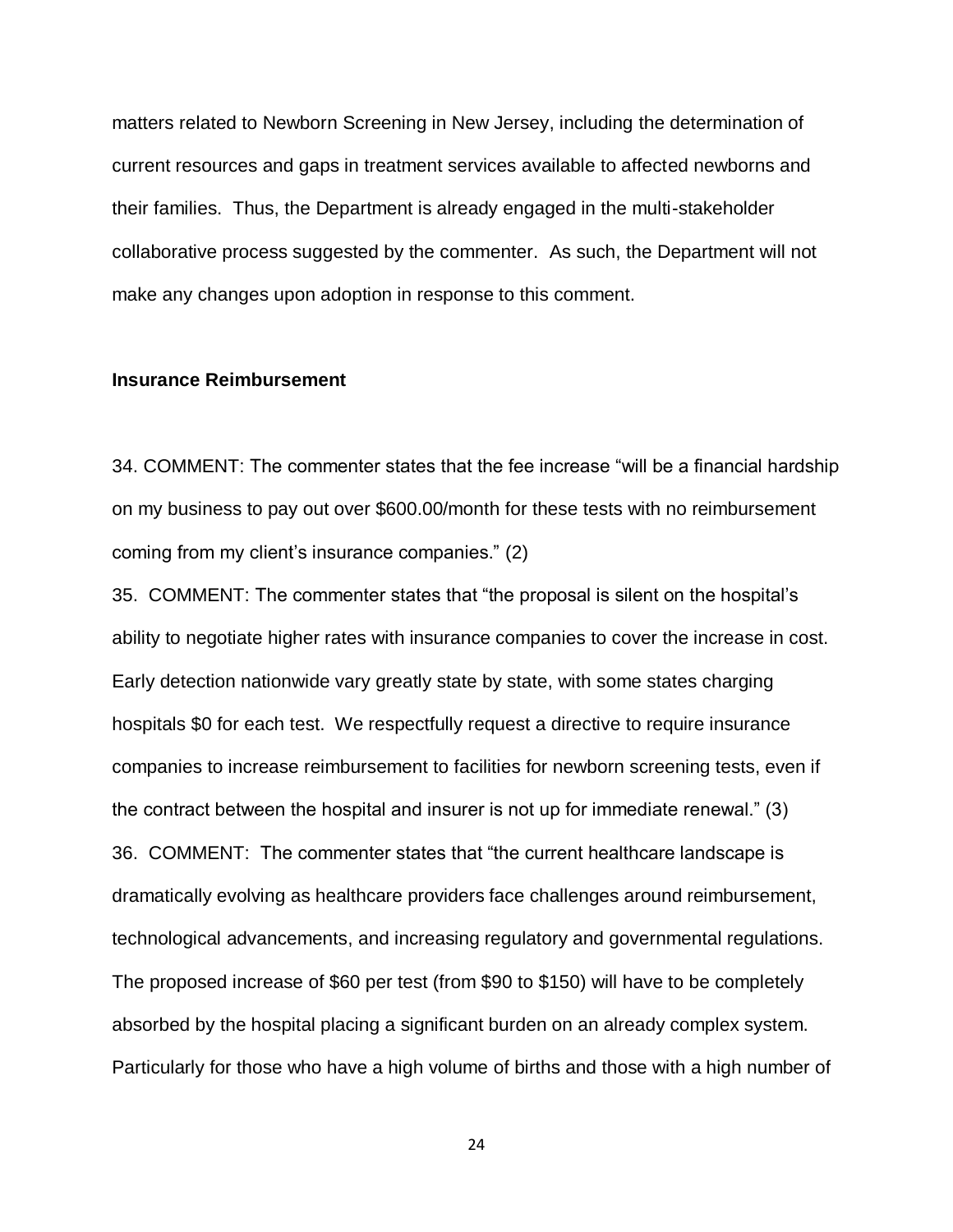matters related to Newborn Screening in New Jersey, including the determination of current resources and gaps in treatment services available to affected newborns and their families. Thus, the Department is already engaged in the multi-stakeholder collaborative process suggested by the commenter. As such, the Department will not make any changes upon adoption in response to this comment.

**Insurance Reimbursement**

34. COMMENT: The commenter states that the fee increase "will be a financial hardship on my business to pay out over $600.00/month for these tests with no reimbursement coming from my client's insurance companies." (2)

35. COMMENT: The commenter states that "the proposal is silent on the hospital's ability to negotiate higher rates with insurance companies to cover the increase in cost. Early detection nationwide vary greatly state by state, with some states charging hospitals $0 for each test. We respectfully request a directive to require insurance companies to increase reimbursement to facilities for newborn screening tests, even if the contract between the hospital and insurer is not up for immediate renewal." (3)

36. COMMENT: The commenter states that "the current healthcare landscape is dramatically evolving as healthcare providers face challenges around reimbursement, technological advancements, and increasing regulatory and governmental regulations. The proposed increase of $60 per test (from $90 to $150) will have to be completely absorbed by the hospital placing a significant burden on an already complex system. Particularly for those who have a high volume of births and those with a high number of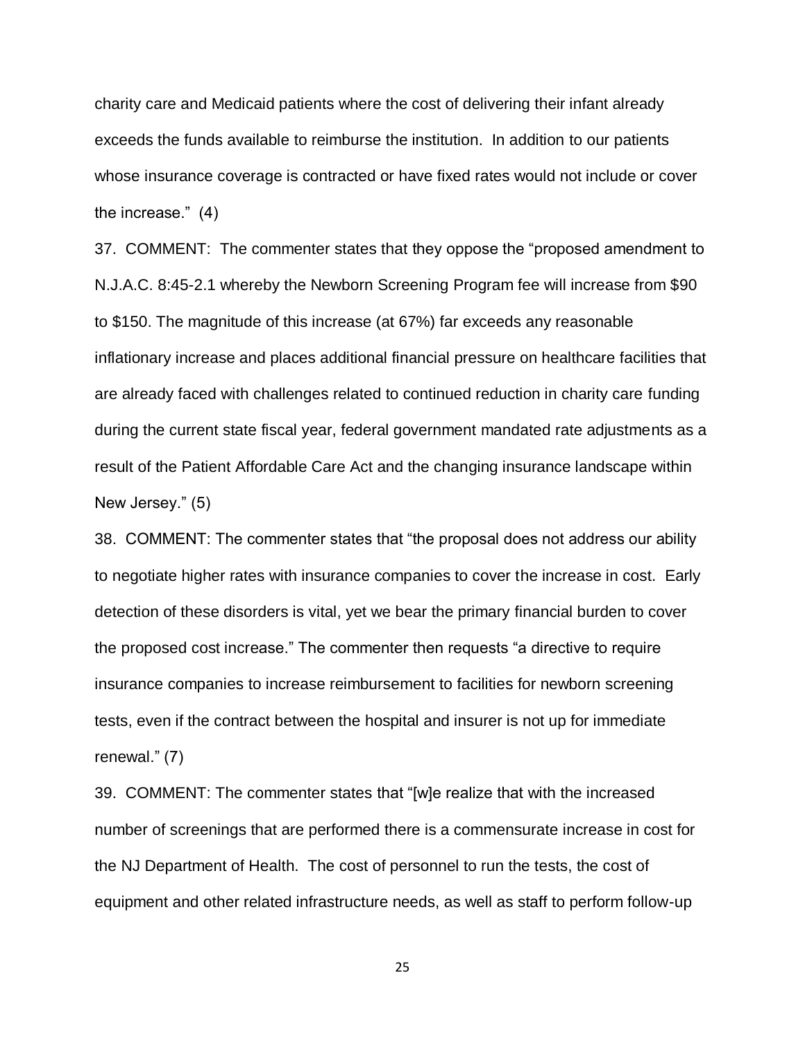charity care and Medicaid patients where the cost of delivering their infant already exceeds the funds available to reimburse the institution. In addition to our patients whose insurance coverage is contracted or have fixed rates would not include or cover the increase." (4)

37. COMMENT: The commenter states that they oppose the "proposed amendment to N.J.A.C. 8:45-2.1 whereby the Newborn Screening Program fee will increase from $90 to $150. The magnitude of this increase (at 67%) far exceeds any reasonable inflationary increase and places additional financial pressure on healthcare facilities that are already faced with challenges related to continued reduction in charity care funding during the current state fiscal year, federal government mandated rate adjustments as a result of the Patient Affordable Care Act and the changing insurance landscape within New Jersey." (5)

38. COMMENT: The commenter states that "the proposal does not address our ability to negotiate higher rates with insurance companies to cover the increase in cost. Early detection of these disorders is vital, yet we bear the primary financial burden to cover the proposed cost increase." The commenter then requests "a directive to require insurance companies to increase reimbursement to facilities for newborn screening tests, even if the contract between the hospital and insurer is not up for immediate renewal." (7)

39. COMMENT: The commenter states that "[w]e realize that with the increased number of screenings that are performed there is a commensurate increase in cost for the NJ Department of Health. The cost of personnel to run the tests, the cost of equipment and other related infrastructure needs, as well as staff to perform follow-up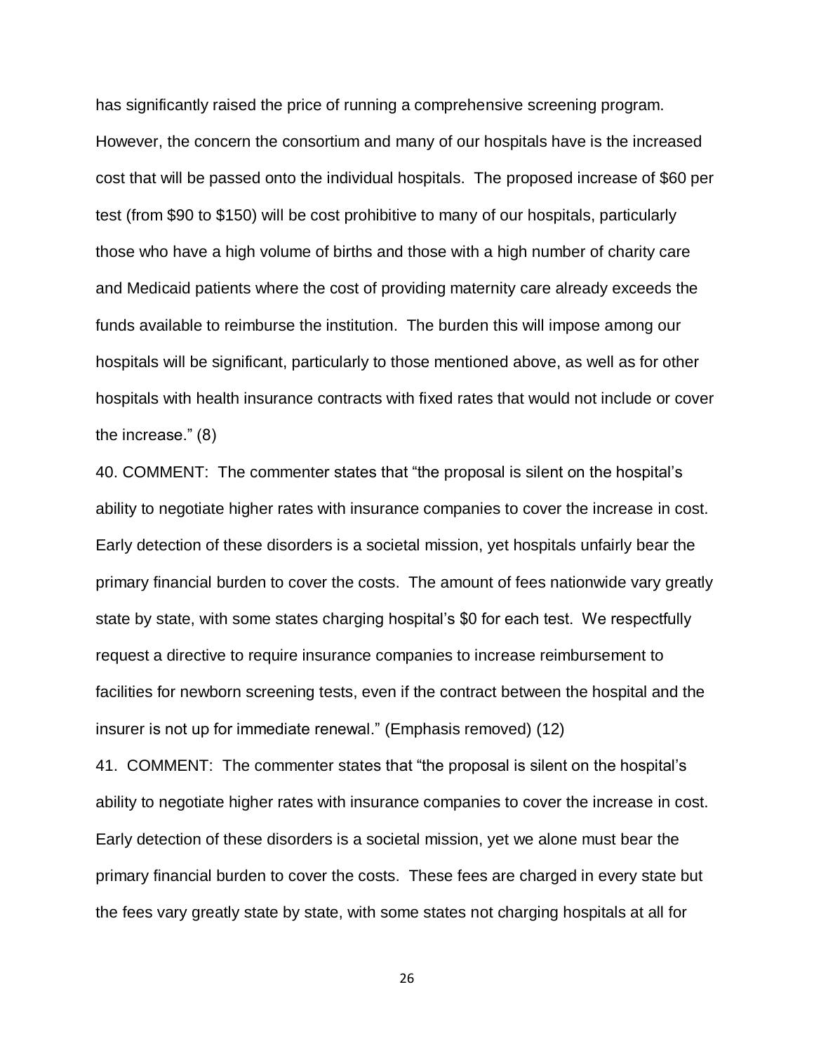has significantly raised the price of running a comprehensive screening program. However, the concern the consortium and many of our hospitals have is the increased cost that will be passed onto the individual hospitals. The proposed increase of $60 per test (from $90 to $150) will be cost prohibitive to many of our hospitals, particularly those who have a high volume of births and those with a high number of charity care and Medicaid patients where the cost of providing maternity care already exceeds the funds available to reimburse the institution. The burden this will impose among our hospitals will be significant, particularly to those mentioned above, as well as for other hospitals with health insurance contracts with fixed rates that would not include or cover the increase." (8)

40. COMMENT: The commenter states that "the proposal is silent on the hospital's ability to negotiate higher rates with insurance companies to cover the increase in cost. Early detection of these disorders is a societal mission, yet hospitals unfairly bear the primary financial burden to cover the costs. The amount of fees nationwide vary greatly state by state, with some states charging hospital's $0 for each test. We respectfully request a directive to require insurance companies to increase reimbursement to facilities for newborn screening tests, even if the contract between the hospital and the insurer is not up for immediate renewal." (Emphasis removed) (12)

41. COMMENT: The commenter states that "the proposal is silent on the hospital's ability to negotiate higher rates with insurance companies to cover the increase in cost. Early detection of these disorders is a societal mission, yet we alone must bear the primary financial burden to cover the costs. These fees are charged in every state but the fees vary greatly state by state, with some states not charging hospitals at all for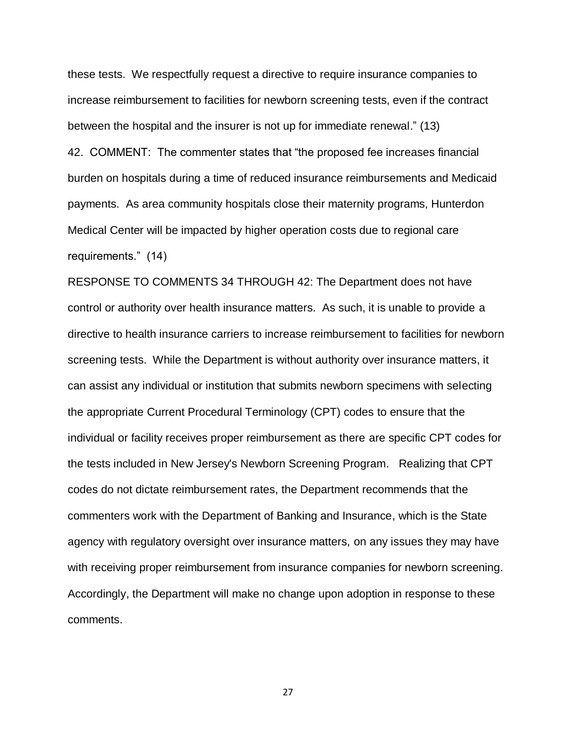these tests. We respectfully request a directive to require insurance companies to increase reimbursement to facilities for newborn screening tests, even if the contract between the hospital and the insurer is not up for immediate renewal." (13)

42. COMMENT: The commenter states that "the proposed fee increases financial burden on hospitals during a time of reduced insurance reimbursements and Medicaid payments. As area community hospitals close their maternity programs, Hunterdon Medical Center will be impacted by higher operation costs due to regional care requirements." (14)

RESPONSE TO COMMENTS 34 THROUGH 42: The Department does not have control or authority over health insurance matters. As such, it is unable to provide a directive to health insurance carriers to increase reimbursement to facilities for newborn screening tests. While the Department is without authority over insurance matters, it can assist any individual or institution that submits newborn specimens with selecting the appropriate Current Procedural Terminology (CPT) codes to ensure that the individual or facility receives proper reimbursement as there are specific CPT codes for the tests included in New Jersey's Newborn Screening Program. Realizing that CPT codes do not dictate reimbursement rates, the Department recommends that the commenters work with the Department of Banking and Insurance, which is the State agency with regulatory oversight over insurance matters, on any issues they may have with receiving proper reimbursement from insurance companies for newborn screening. Accordingly, the Department will make no change upon adoption in response to these comments.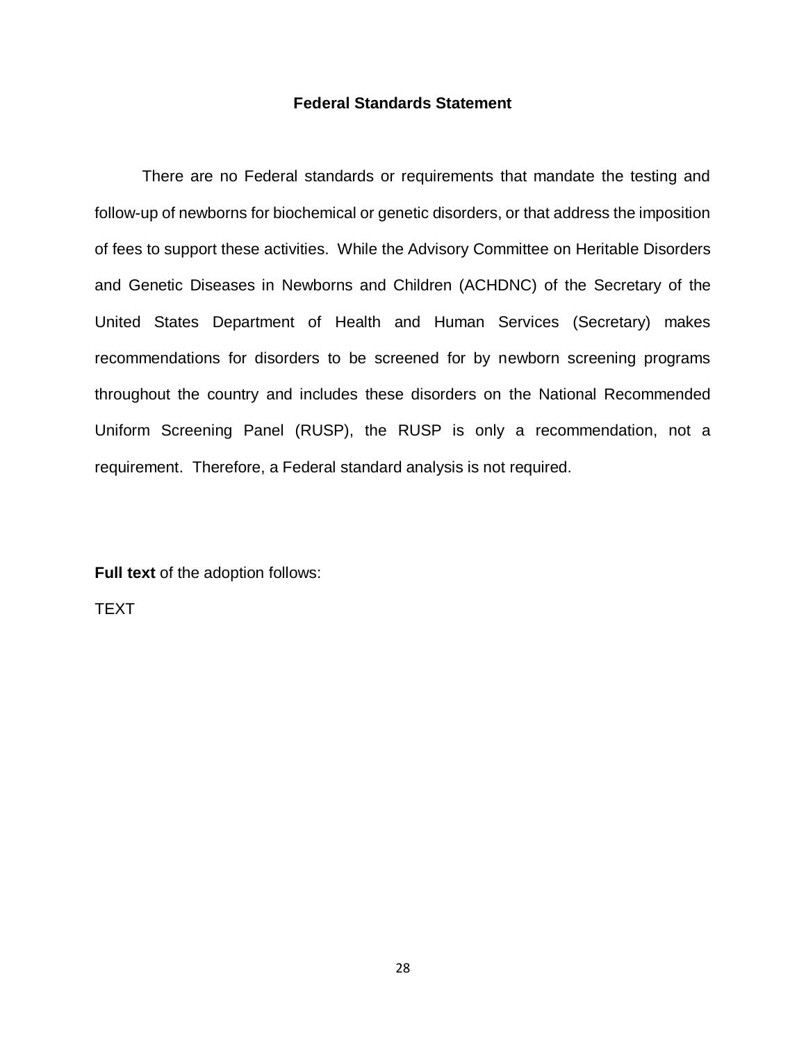## Federal Standards Statement

There are no Federal standards or requirements that mandate the testing and follow-up of newborns for biochemical or genetic disorders, or that address the imposition of fees to support these activities. While the Advisory Committee on Heritable Disorders and Genetic Diseases in Newborns and Children (ACHDNC) of the Secretary of the United States Department of Health and Human Services (Secretary) makes recommendations for disorders to be screened for by newborn screening programs throughout the country and includes these disorders on the National Recommended Uniform Screening Panel (RUSP), the RUSP is only a recommendation, not a requirement. Therefore, a Federal standard analysis is not required.

**Full text** of the adoption follows:

TEXT